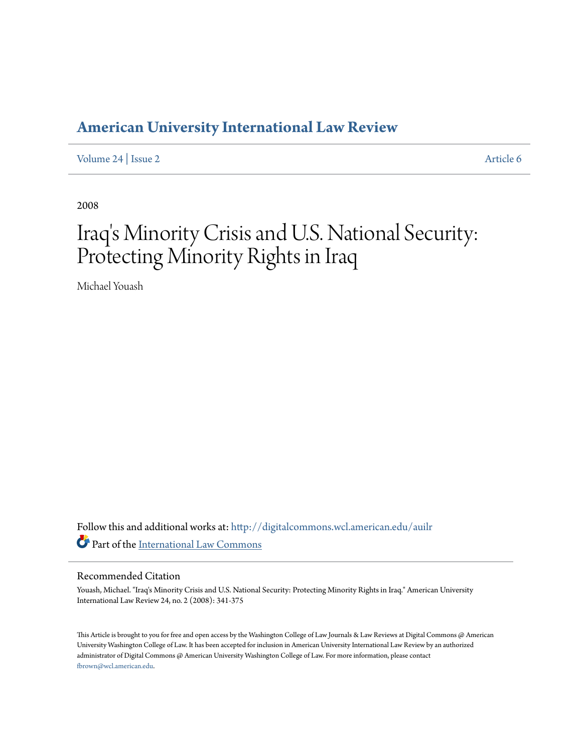# American University International Law Review

Volume 24 | Issue 2 Article 6

2008

# Iraq's Minority Crisis and U.S. National Security: Protecting Minority Rights in Iraq

Michael Youash

Follow this and additional works at: http://digitalcommons.wcl.american.edu/auilr

Part of the International Law Commons

## Recommended Citation

Youash, Michael. "Iraq's Minority Crisis and U.S. National Security: Protecting Minority Rights in Iraq." American University International Law Review 24, no. 2 (2008): 341-375

This Article is brought to you for free and open access by the Washington College of Law Journals & Law Reviews at Digital Commons @ American University Washington College of Law. It has been accepted for inclusion in American University International Law Review by an authorized administrator of Digital Commons @ American University Washington College of Law. For more information, please contact fbrown@wcl.american.edu.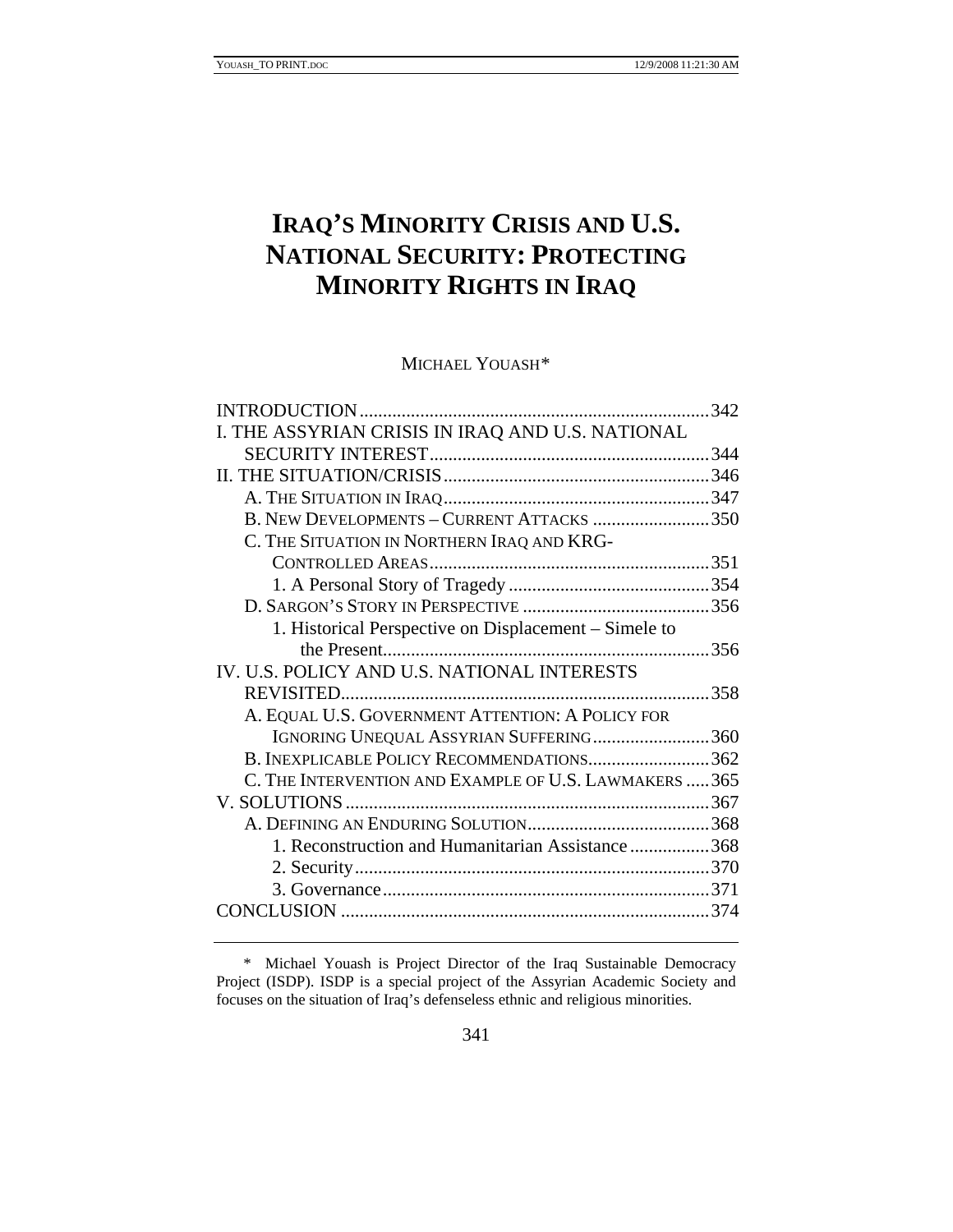# IRAQ'S MINORITY CRISIS AND U.S. NATIONAL SECURITY: PROTECTING MINORITY RIGHTS IN IRAQ

MICHAEL YOUASH*

INTRODUCTION ..... 342
I. THE ASSYRIAN CRISIS IN IRAQ AND U.S. NATIONAL SECURITY INTEREST ..... 344
II. THE SITUATION/CRISIS ..... 346
- A. THE SITUATION IN IRAQ ..... 347
- B. NEW DEVELOPMENTS – CURRENT ATTACKS ..... 350
- C. THE SITUATION IN NORTHERN IRAQ AND KRG-CONTROLLED AREAS ..... 351
  - 1. A Personal Story of Tragedy ..... 354
- D. SARGON'S STORY IN PERSPECTIVE ..... 356
  - 1. Historical Perspective on Displacement – Simele to the Present ..... 356

IV. U.S. POLICY AND U.S. NATIONAL INTERESTS REVISITED ..... 358
- A. EQUAL U.S. GOVERNMENT ATTENTION: A POLICY FOR IGNORING UNEQUAL ASSYRIAN SUFFERING ..... 360
- B. INEXPLICABLE POLICY RECOMMENDATIONS ..... 362
- C. THE INTERVENTION AND EXAMPLE OF U.S. LAWMAKERS ..... 365

V. SOLUTIONS ..... 367
- A. DEFINING AN ENDURING SOLUTION ..... 368
  - 1. Reconstruction and Humanitarian Assistance ..... 368
  - 2. Security ..... 370
  - 3. Governance ..... 371

CONCLUSION ..... 374

---

\* Michael Youash is Project Director of the Iraq Sustainable Democracy Project (ISDP). ISDP is a special project of the Assyrian Academic Society and focuses on the situation of Iraq's defenseless ethnic and religious minorities.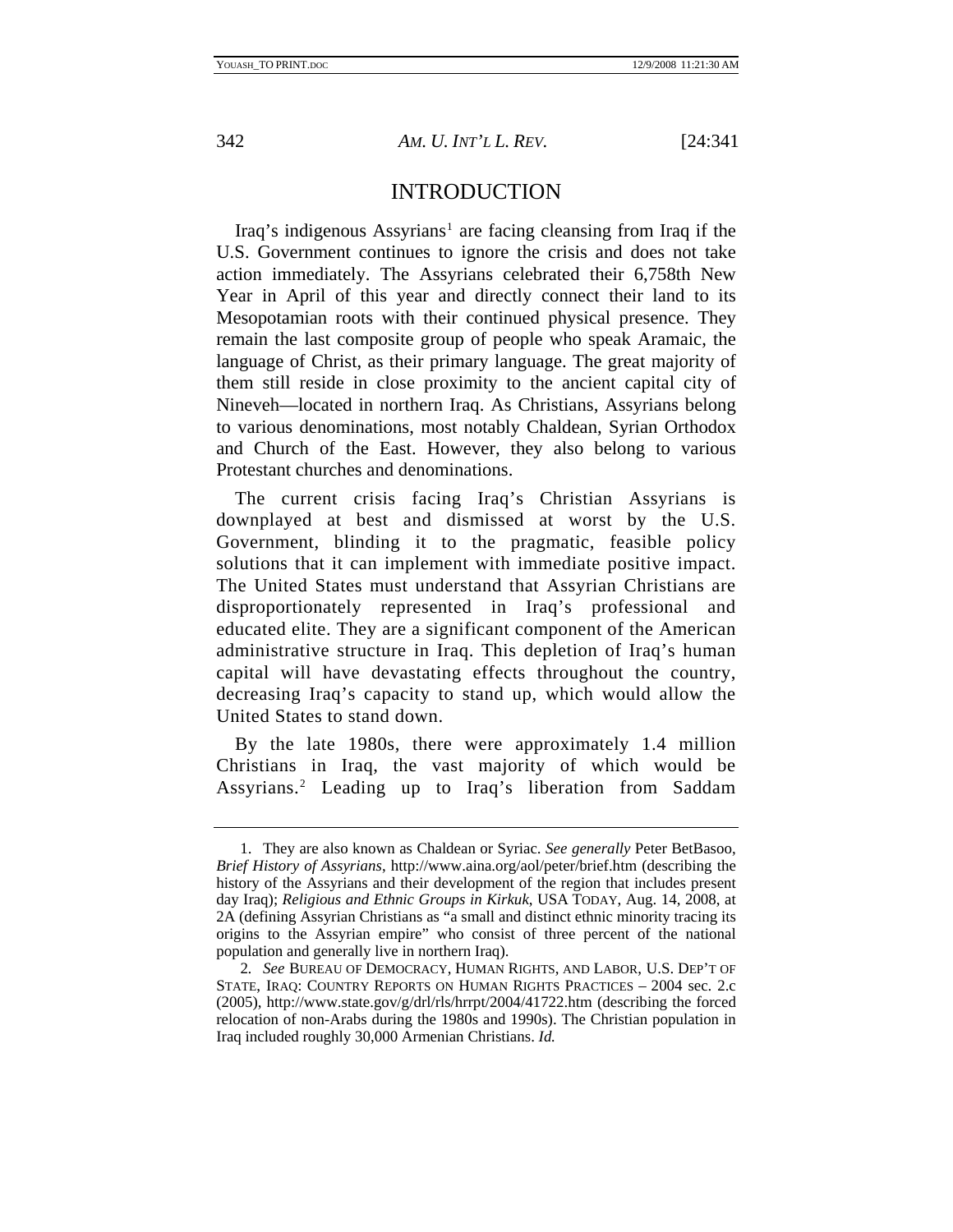## INTRODUCTION

Iraq's indigenous Assyrians[1] are facing cleansing from Iraq if the U.S. Government continues to ignore the crisis and does not take action immediately. The Assyrians celebrated their 6,758th New Year in April of this year and directly connect their land to its Mesopotamian roots with their continued physical presence. They remain the last composite group of people who speak Aramaic, the language of Christ, as their primary language. The great majority of them still reside in close proximity to the ancient capital city of Nineveh—located in northern Iraq. As Christians, Assyrians belong to various denominations, most notably Chaldean, Syrian Orthodox and Church of the East. However, they also belong to various Protestant churches and denominations.

The current crisis facing Iraq's Christian Assyrians is downplayed at best and dismissed at worst by the U.S. Government, blinding it to the pragmatic, feasible policy solutions that it can implement with immediate positive impact. The United States must understand that Assyrian Christians are disproportionately represented in Iraq's professional and educated elite. They are a significant component of the American administrative structure in Iraq. This depletion of Iraq's human capital will have devastating effects throughout the country, decreasing Iraq's capacity to stand up, which would allow the United States to stand down.

By the late 1980s, there were approximately 1.4 million Christians in Iraq, the vast majority of which would be Assyrians.[2] Leading up to Iraq's liberation from Saddam

---

1. They are also known as Chaldean or Syriac. *See generally* Peter BetBasoo, *Brief History of Assyrians*, http://www.aina.org/aol/peter/brief.htm (describing the history of the Assyrians and their development of the region that includes present day Iraq); *Religious and Ethnic Groups in Kirkuk*, USA TODAY, Aug. 14, 2008, at 2A (defining Assyrian Christians as "a small and distinct ethnic minority tracing its origins to the Assyrian empire" who consist of three percent of the national population and generally live in northern Iraq).

2. *See* BUREAU OF DEMOCRACY, HUMAN RIGHTS, AND LABOR, U.S. DEP'T OF STATE, IRAQ: COUNTRY REPORTS ON HUMAN RIGHTS PRACTICES – 2004 sec. 2.c (2005), http://www.state.gov/g/drl/rls/hrrpt/2004/41722.htm (describing the forced relocation of non-Arabs during the 1980s and 1990s). The Christian population in Iraq included roughly 30,000 Armenian Christians. *Id.*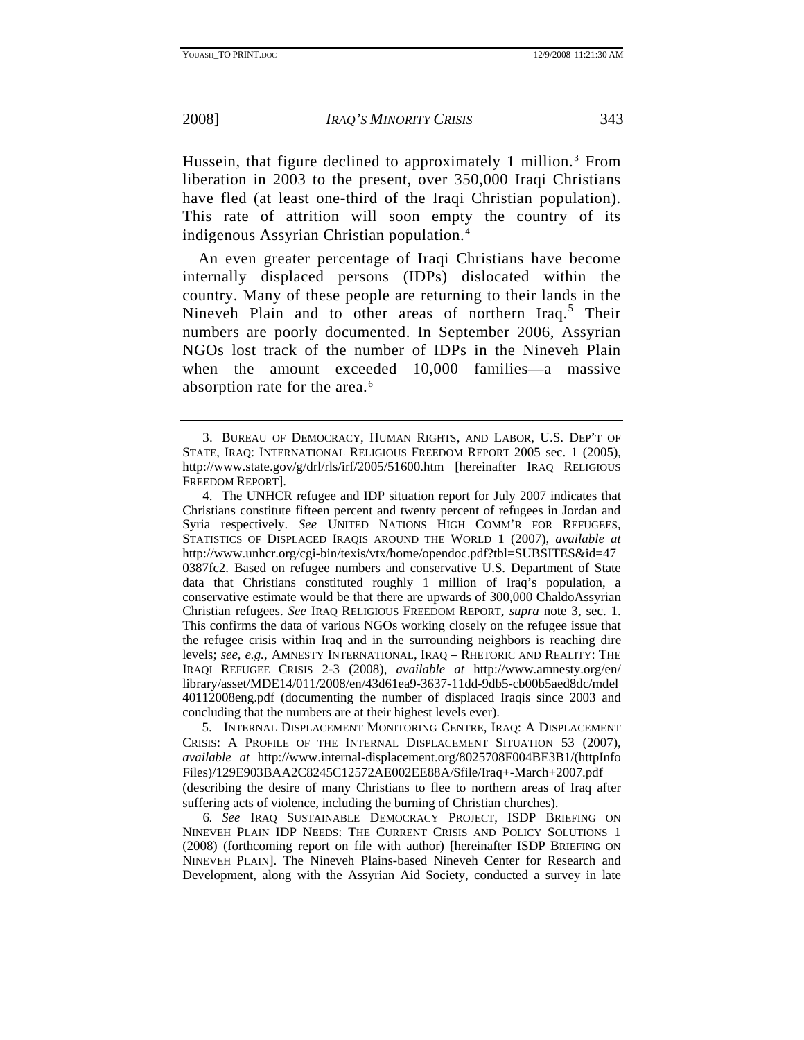Hussein, that figure declined to approximately 1 million.[3] From liberation in 2003 to the present, over 350,000 Iraqi Christians have fled (at least one-third of the Iraqi Christian population). This rate of attrition will soon empty the country of its indigenous Assyrian Christian population.[4]

An even greater percentage of Iraqi Christians have become internally displaced persons (IDPs) dislocated within the country. Many of these people are returning to their lands in the Nineveh Plain and to other areas of northern Iraq.[5] Their numbers are poorly documented. In September 2006, Assyrian NGOs lost track of the number of IDPs in the Nineveh Plain when the amount exceeded 10,000 families—a massive absorption rate for the area.[6]

---

3. BUREAU OF DEMOCRACY, HUMAN RIGHTS, AND LABOR, U.S. DEP'T OF STATE, IRAQ: INTERNATIONAL RELIGIOUS FREEDOM REPORT 2005 sec. 1 (2005), http://www.state.gov/g/drl/rls/irf/2005/51600.htm [hereinafter IRAQ RELIGIOUS FREEDOM REPORT].

4. The UNHCR refugee and IDP situation report for July 2007 indicates that Christians constitute fifteen percent and twenty percent of refugees in Jordan and Syria respectively. *See* UNITED NATIONS HIGH COMM'R FOR REFUGEES, STATISTICS OF DISPLACED IRAQIS AROUND THE WORLD 1 (2007), *available at* http://www.unhcr.org/cgi-bin/texis/vtx/home/opendoc.pdf?tbl=SUBSITES&id=470387fc2. Based on refugee numbers and conservative U.S. Department of State data that Christians constituted roughly 1 million of Iraq's population, a conservative estimate would be that there are upwards of 300,000 ChaldoAssyrian Christian refugees. *See* IRAQ RELIGIOUS FREEDOM REPORT, *supra* note 3, sec. 1. This confirms the data of various NGOs working closely on the refugee issue that the refugee crisis within Iraq and in the surrounding neighbors is reaching dire levels; *see, e.g.*, AMNESTY INTERNATIONAL, IRAQ – RHETORIC AND REALITY: THE IRAQI REFUGEE CRISIS 2-3 (2008), *available at* http://www.amnesty.org/en/library/asset/MDE14/011/2008/en/43d61ea9-3637-11dd-9db5-cb00b5aed8dc/mde140112008eng.pdf (documenting the number of displaced Iraqis since 2003 and concluding that the numbers are at their highest levels ever).

5. INTERNAL DISPLACEMENT MONITORING CENTRE, IRAQ: A DISPLACEMENT CRISIS: A PROFILE OF THE INTERNAL DISPLACEMENT SITUATION 53 (2007), *available at* http://www.internal-displacement.org/8025708F004BE3B1/(httpInfoFiles)/129E903BAA2C8245C12572AE002EE88A/$file/Iraq+-March+2007.pdf (describing the desire of many Christians to flee to northern areas of Iraq after suffering acts of violence, including the burning of Christian churches).

6. *See* IRAQ SUSTAINABLE DEMOCRACY PROJECT, ISDP BRIEFING ON NINEVEH PLAIN IDP NEEDS: THE CURRENT CRISIS AND POLICY SOLUTIONS 1 (2008) (forthcoming report on file with author) [hereinafter ISDP BRIEFING ON NINEVEH PLAIN]. The Nineveh Plains-based Nineveh Center for Research and Development, along with the Assyrian Aid Society, conducted a survey in late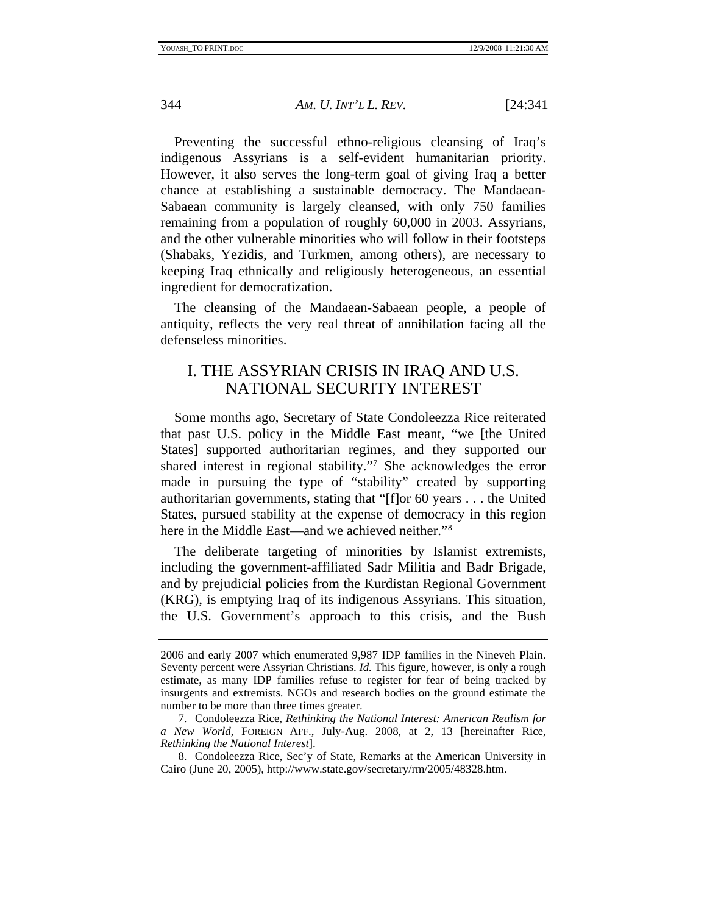Preventing the successful ethno-religious cleansing of Iraq's indigenous Assyrians is a self-evident humanitarian priority. However, it also serves the long-term goal of giving Iraq a better chance at establishing a sustainable democracy. The Mandaean-Sabaean community is largely cleansed, with only 750 families remaining from a population of roughly 60,000 in 2003. Assyrians, and the other vulnerable minorities who will follow in their footsteps (Shabaks, Yezidis, and Turkmen, among others), are necessary to keeping Iraq ethnically and religiously heterogeneous, an essential ingredient for democratization.

The cleansing of the Mandaean-Sabaean people, a people of antiquity, reflects the very real threat of annihilation facing all the defenseless minorities.

## I. THE ASSYRIAN CRISIS IN IRAQ AND U.S. NATIONAL SECURITY INTEREST

Some months ago, Secretary of State Condoleezza Rice reiterated that past U.S. policy in the Middle East meant, "we [the United States] supported authoritarian regimes, and they supported our shared interest in regional stability."[7] She acknowledges the error made in pursuing the type of "stability" created by supporting authoritarian governments, stating that "[f]or 60 years . . . the United States, pursued stability at the expense of democracy in this region here in the Middle East—and we achieved neither."[8]

The deliberate targeting of minorities by Islamist extremists, including the government-affiliated Sadr Militia and Badr Brigade, and by prejudicial policies from the Kurdistan Regional Government (KRG), is emptying Iraq of its indigenous Assyrians. This situation, the U.S. Government's approach to this crisis, and the Bush

---

2006 and early 2007 which enumerated 9,987 IDP families in the Nineveh Plain. Seventy percent were Assyrian Christians. *Id.* This figure, however, is only a rough estimate, as many IDP families refuse to register for fear of being tracked by insurgents and extremists. NGOs and research bodies on the ground estimate the number to be more than three times greater.

7. Condoleezza Rice, *Rethinking the National Interest: American Realism for a New World*, FOREIGN AFF., July-Aug. 2008, at 2, 13 [hereinafter Rice, *Rethinking the National Interest*].

8. Condoleezza Rice, Sec'y of State, Remarks at the American University in Cairo (June 20, 2005), http://www.state.gov/secretary/rm/2005/48328.htm.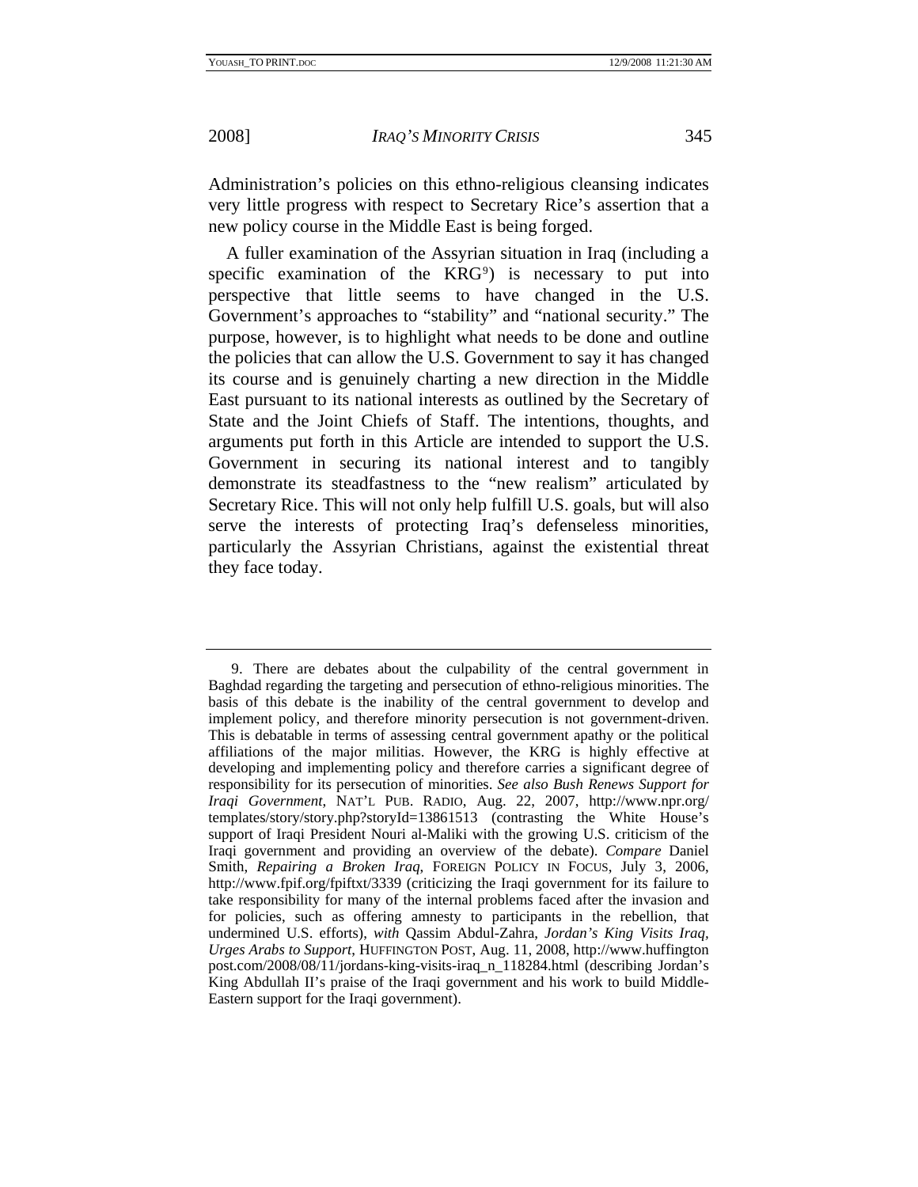Administration's policies on this ethno-religious cleansing indicates very little progress with respect to Secretary Rice's assertion that a new policy course in the Middle East is being forged.

A fuller examination of the Assyrian situation in Iraq (including a specific examination of the KRG[9]) is necessary to put into perspective that little seems to have changed in the U.S. Government's approaches to "stability" and "national security." The purpose, however, is to highlight what needs to be done and outline the policies that can allow the U.S. Government to say it has changed its course and is genuinely charting a new direction in the Middle East pursuant to its national interests as outlined by the Secretary of State and the Joint Chiefs of Staff. The intentions, thoughts, and arguments put forth in this Article are intended to support the U.S. Government in securing its national interest and to tangibly demonstrate its steadfastness to the "new realism" articulated by Secretary Rice. This will not only help fulfill U.S. goals, but will also serve the interests of protecting Iraq's defenseless minorities, particularly the Assyrian Christians, against the existential threat they face today.

---

9. There are debates about the culpability of the central government in Baghdad regarding the targeting and persecution of ethno-religious minorities. The basis of this debate is the inability of the central government to develop and implement policy, and therefore minority persecution is not government-driven. This is debatable in terms of assessing central government apathy or the political affiliations of the major militias. However, the KRG is highly effective at developing and implementing policy and therefore carries a significant degree of responsibility for its persecution of minorities. *See also Bush Renews Support for Iraqi Government*, NAT'L PUB. RADIO, Aug. 22, 2007, http://www.npr.org/templates/story/story.php?storyId=13861513 (contrasting the White House's support of Iraqi President Nouri al-Maliki with the growing U.S. criticism of the Iraqi government and providing an overview of the debate). *Compare* Daniel Smith, *Repairing a Broken Iraq*, FOREIGN POLICY IN FOCUS, July 3, 2006, http://www.fpif.org/fpiftxt/3339 (criticizing the Iraqi government for its failure to take responsibility for many of the internal problems faced after the invasion and for policies, such as offering amnesty to participants in the rebellion, that undermined U.S. efforts), *with* Qassim Abdul-Zahra, *Jordan's King Visits Iraq, Urges Arabs to Support*, HUFFINGTON POST, Aug. 11, 2008, http://www.huffingtonpost.com/2008/08/11/jordans-king-visits-iraq_n_118284.html (describing Jordan's King Abdullah II's praise of the Iraqi government and his work to build Middle-Eastern support for the Iraqi government).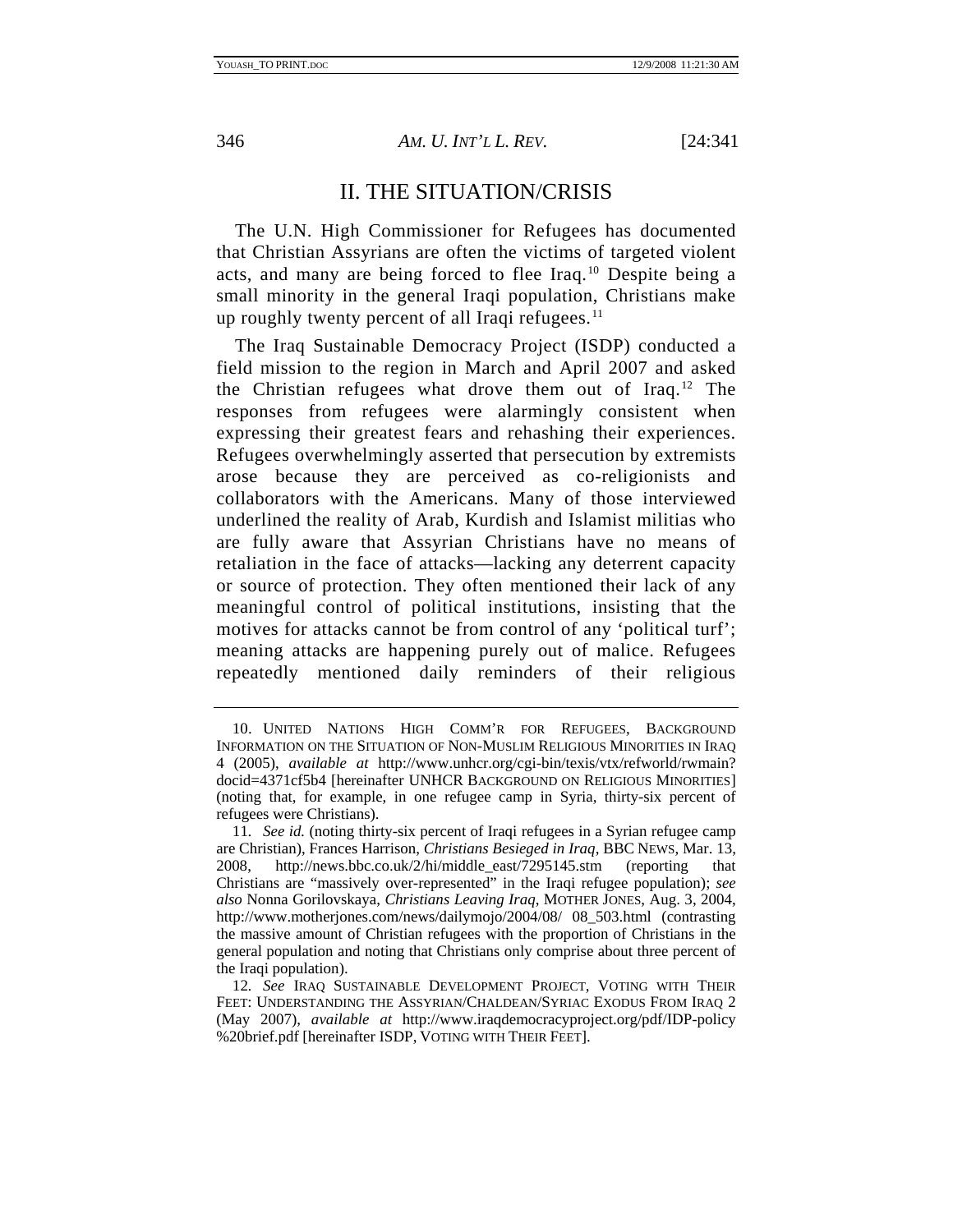## II. THE SITUATION/CRISIS

The U.N. High Commissioner for Refugees has documented that Christian Assyrians are often the victims of targeted violent acts, and many are being forced to flee Iraq.[10] Despite being a small minority in the general Iraqi population, Christians make up roughly twenty percent of all Iraqi refugees.[11]

The Iraq Sustainable Democracy Project (ISDP) conducted a field mission to the region in March and April 2007 and asked the Christian refugees what drove them out of Iraq.[12] The responses from refugees were alarmingly consistent when expressing their greatest fears and rehashing their experiences. Refugees overwhelmingly asserted that persecution by extremists arose because they are perceived as co-religionists and collaborators with the Americans. Many of those interviewed underlined the reality of Arab, Kurdish and Islamist militias who are fully aware that Assyrian Christians have no means of retaliation in the face of attacks—lacking any deterrent capacity or source of protection. They often mentioned their lack of any meaningful control of political institutions, insisting that the motives for attacks cannot be from control of any 'political turf'; meaning attacks are happening purely out of malice. Refugees repeatedly mentioned daily reminders of their religious

---

10. UNITED NATIONS HIGH COMM'R FOR REFUGEES, BACKGROUND INFORMATION ON THE SITUATION OF NON-MUSLIM RELIGIOUS MINORITIES IN IRAQ 4 (2005), *available at* http://www.unhcr.org/cgi-bin/texis/vtx/refworld/rwmain?docid=4371cf5b4 [hereinafter UNHCR BACKGROUND ON RELIGIOUS MINORITIES] (noting that, for example, in one refugee camp in Syria, thirty-six percent of refugees were Christians).

11. *See id.* (noting thirty-six percent of Iraqi refugees in a Syrian refugee camp are Christian), Frances Harrison, *Christians Besieged in Iraq*, BBC NEWS, Mar. 13, 2008, http://news.bbc.co.uk/2/hi/middle_east/7295145.stm (reporting that Christians are "massively over-represented" in the Iraqi refugee population); *see also* Nonna Gorilovskaya, *Christians Leaving Iraq*, MOTHER JONES, Aug. 3, 2004, http://www.motherjones.com/news/dailymojo/2004/08/ 08_503.html (contrasting the massive amount of Christian refugees with the proportion of Christians in the general population and noting that Christians only comprise about three percent of the Iraqi population).

12. *See* IRAQ SUSTAINABLE DEVELOPMENT PROJECT, VOTING WITH THEIR FEET: UNDERSTANDING THE ASSYRIAN/CHALDEAN/SYRIAC EXODUS FROM IRAQ 2 (May 2007), *available at* http://www.iraqdemocracyproject.org/pdf/IDP-policy%20brief.pdf [hereinafter ISDP, VOTING WITH THEIR FEET].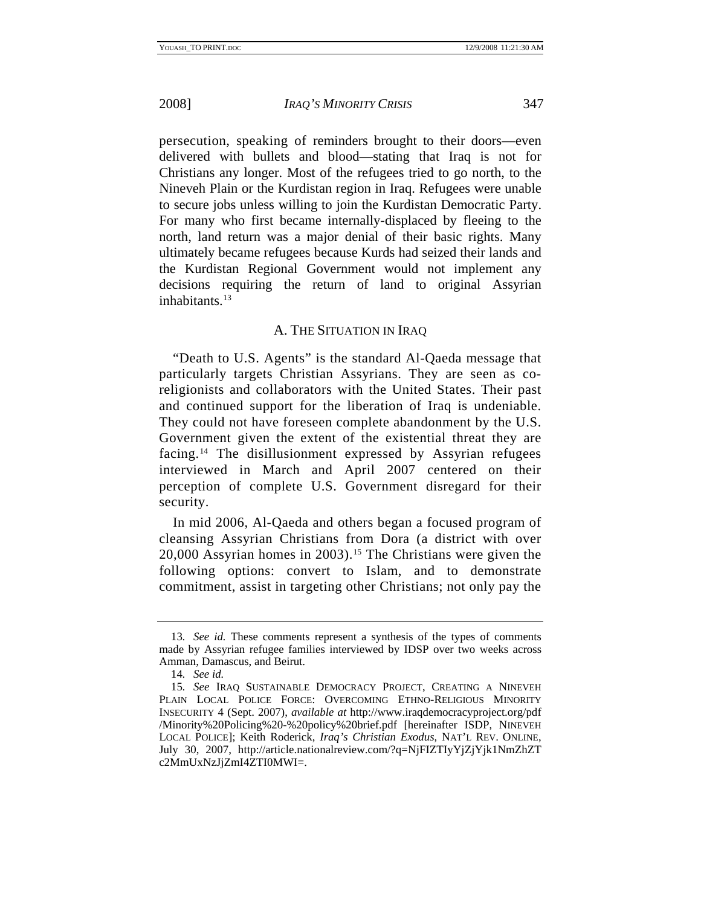persecution, speaking of reminders brought to their doors—even delivered with bullets and blood—stating that Iraq is not for Christians any longer. Most of the refugees tried to go north, to the Nineveh Plain or the Kurdistan region in Iraq. Refugees were unable to secure jobs unless willing to join the Kurdistan Democratic Party. For many who first became internally-displaced by fleeing to the north, land return was a major denial of their basic rights. Many ultimately became refugees because Kurds had seized their lands and the Kurdistan Regional Government would not implement any decisions requiring the return of land to original Assyrian inhabitants.[13]

## A. THE SITUATION IN IRAQ

"Death to U.S. Agents" is the standard Al-Qaeda message that particularly targets Christian Assyrians. They are seen as co-religionists and collaborators with the United States. Their past and continued support for the liberation of Iraq is undeniable. They could not have foreseen complete abandonment by the U.S. Government given the extent of the existential threat they are facing.[14] The disillusionment expressed by Assyrian refugees interviewed in March and April 2007 centered on their perception of complete U.S. Government disregard for their security.

In mid 2006, Al-Qaeda and others began a focused program of cleansing Assyrian Christians from Dora (a district with over 20,000 Assyrian homes in 2003).[15] The Christians were given the following options: convert to Islam, and to demonstrate commitment, assist in targeting other Christians; not only pay the

---

13. *See id.* These comments represent a synthesis of the types of comments made by Assyrian refugee families interviewed by IDSP over two weeks across Amman, Damascus, and Beirut.

14. *See id.*

15. *See* IRAQ SUSTAINABLE DEMOCRACY PROJECT, CREATING A NINEVEH PLAIN LOCAL POLICE FORCE: OVERCOMING ETHNO-RELIGIOUS MINORITY INSECURITY 4 (Sept. 2007), *available at* http://www.iraqdemocracyproject.org/pdf/Minority%20Policing%20-%20policy%20brief.pdf [hereinafter ISDP, NINEVEH LOCAL POLICE]; Keith Roderick, *Iraq's Christian Exodus*, NAT'L REV. ONLINE, July 30, 2007, http://article.nationalreview.com/?q=NjFlZTIyYjZjYjk1NmZhZTc2MmUxNzJjZmI4ZTI0MWI=.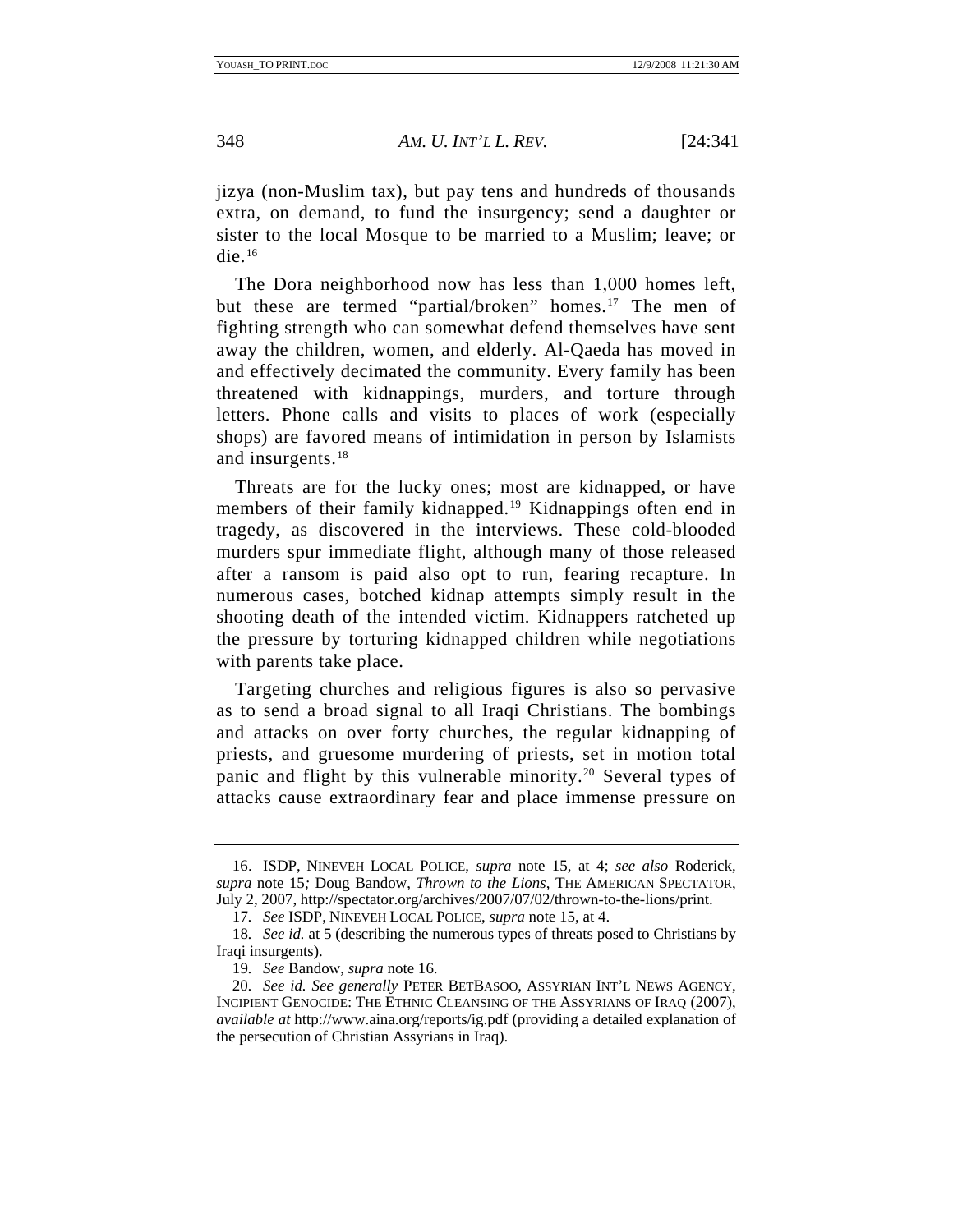jizya (non-Muslim tax), but pay tens and hundreds of thousands extra, on demand, to fund the insurgency; send a daughter or sister to the local Mosque to be married to a Muslim; leave; or die.[16]

The Dora neighborhood now has less than 1,000 homes left, but these are termed "partial/broken" homes.[17] The men of fighting strength who can somewhat defend themselves have sent away the children, women, and elderly. Al-Qaeda has moved in and effectively decimated the community. Every family has been threatened with kidnappings, murders, and torture through letters. Phone calls and visits to places of work (especially shops) are favored means of intimidation in person by Islamists and insurgents.[18]

Threats are for the lucky ones; most are kidnapped, or have members of their family kidnapped.[19] Kidnappings often end in tragedy, as discovered in the interviews. These cold-blooded murders spur immediate flight, although many of those released after a ransom is paid also opt to run, fearing recapture. In numerous cases, botched kidnap attempts simply result in the shooting death of the intended victim. Kidnappers ratcheted up the pressure by torturing kidnapped children while negotiations with parents take place.

Targeting churches and religious figures is also so pervasive as to send a broad signal to all Iraqi Christians. The bombings and attacks on over forty churches, the regular kidnapping of priests, and gruesome murdering of priests, set in motion total panic and flight by this vulnerable minority.[20] Several types of attacks cause extraordinary fear and place immense pressure on

---

16. ISDP, NINEVEH LOCAL POLICE, *supra* note 15, at 4; *see also* Roderick, *supra* note 15*;* Doug Bandow, *Thrown to the Lions*, THE AMERICAN SPECTATOR, July 2, 2007, http://spectator.org/archives/2007/07/02/thrown-to-the-lions/print.

17. *See* ISDP, NINEVEH LOCAL POLICE, *supra* note 15, at 4.

18. *See id.* at 5 (describing the numerous types of threats posed to Christians by Iraqi insurgents).

19. *See* Bandow, *supra* note 16.

20. *See id. See generally* PETER BETBASOO, ASSYRIAN INT'L NEWS AGENCY, INCIPIENT GENOCIDE: THE ETHNIC CLEANSING OF THE ASSYRIANS OF IRAQ (2007), *available at* http://www.aina.org/reports/ig.pdf (providing a detailed explanation of the persecution of Christian Assyrians in Iraq).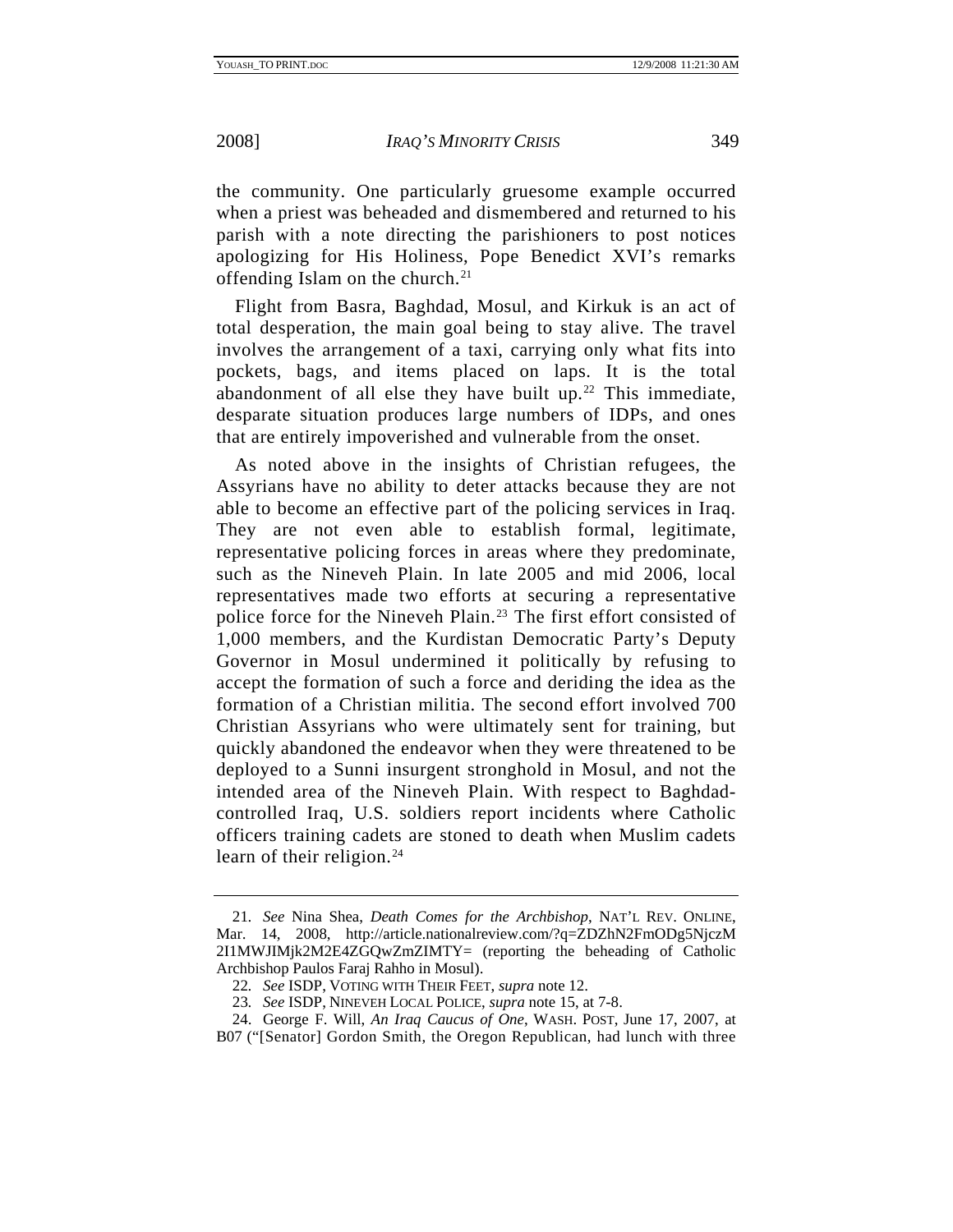the community. One particularly gruesome example occurred when a priest was beheaded and dismembered and returned to his parish with a note directing the parishioners to post notices apologizing for His Holiness, Pope Benedict XVI's remarks offending Islam on the church.[21]

Flight from Basra, Baghdad, Mosul, and Kirkuk is an act of total desperation, the main goal being to stay alive. The travel involves the arrangement of a taxi, carrying only what fits into pockets, bags, and items placed on laps. It is the total abandonment of all else they have built up.[22] This immediate, desparate situation produces large numbers of IDPs, and ones that are entirely impoverished and vulnerable from the onset.

As noted above in the insights of Christian refugees, the Assyrians have no ability to deter attacks because they are not able to become an effective part of the policing services in Iraq. They are not even able to establish formal, legitimate, representative policing forces in areas where they predominate, such as the Nineveh Plain. In late 2005 and mid 2006, local representatives made two efforts at securing a representative police force for the Nineveh Plain.[23] The first effort consisted of 1,000 members, and the Kurdistan Democratic Party's Deputy Governor in Mosul undermined it politically by refusing to accept the formation of such a force and deriding the idea as the formation of a Christian militia. The second effort involved 700 Christian Assyrians who were ultimately sent for training, but quickly abandoned the endeavor when they were threatened to be deployed to a Sunni insurgent stronghold in Mosul, and not the intended area of the Nineveh Plain. With respect to Baghdad-controlled Iraq, U.S. soldiers report incidents where Catholic officers training cadets are stoned to death when Muslim cadets learn of their religion.[24]

---

21. *See* Nina Shea, *Death Comes for the Archbishop*, NAT'L REV. ONLINE, Mar. 14, 2008, http://article.nationalreview.com/?q=ZDZhN2FmODg5NjczM2I1MWJIMjk2M2E4ZGQwZmZIMTY= (reporting the beheading of Catholic Archbishop Paulos Faraj Rahho in Mosul).

22. *See* ISDP, VOTING WITH THEIR FEET, *supra* note 12.

23. *See* ISDP, NINEVEH LOCAL POLICE, *supra* note 15, at 7-8.

24. George F. Will, *An Iraq Caucus of One*, WASH. POST, June 17, 2007, at B07 ("[Senator] Gordon Smith, the Oregon Republican, had lunch with three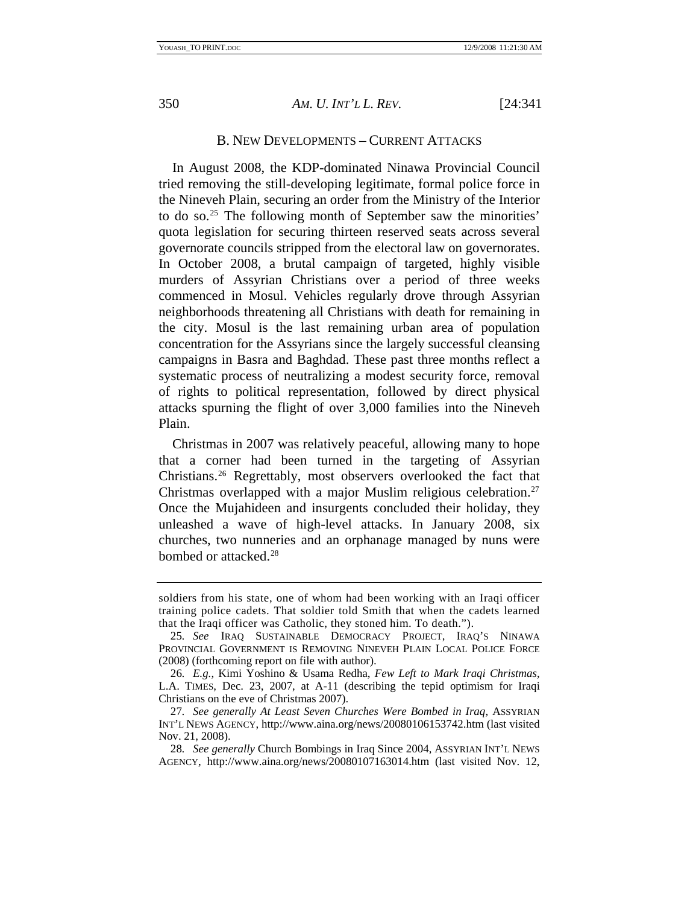### B. NEW DEVELOPMENTS – CURRENT ATTACKS

In August 2008, the KDP-dominated Ninawa Provincial Council tried removing the still-developing legitimate, formal police force in the Nineveh Plain, securing an order from the Ministry of the Interior to do so.[25] The following month of September saw the minorities' quota legislation for securing thirteen reserved seats across several governorate councils stripped from the electoral law on governorates. In October 2008, a brutal campaign of targeted, highly visible murders of Assyrian Christians over a period of three weeks commenced in Mosul. Vehicles regularly drove through Assyrian neighborhoods threatening all Christians with death for remaining in the city. Mosul is the last remaining urban area of population concentration for the Assyrians since the largely successful cleansing campaigns in Basra and Baghdad. These past three months reflect a systematic process of neutralizing a modest security force, removal of rights to political representation, followed by direct physical attacks spurning the flight of over 3,000 families into the Nineveh Plain.

Christmas in 2007 was relatively peaceful, allowing many to hope that a corner had been turned in the targeting of Assyrian Christians.[26] Regrettably, most observers overlooked the fact that Christmas overlapped with a major Muslim religious celebration.[27] Once the Mujahideen and insurgents concluded their holiday, they unleashed a wave of high-level attacks. In January 2008, six churches, two nunneries and an orphanage managed by nuns were bombed or attacked.[28]

---

soldiers from his state, one of whom had been working with an Iraqi officer training police cadets. That soldier told Smith that when the cadets learned that the Iraqi officer was Catholic, they stoned him. To death.").

25. *See* IRAQ SUSTAINABLE DEMOCRACY PROJECT, IRAQ'S NINAWA PROVINCIAL GOVERNMENT IS REMOVING NINEVEH PLAIN LOCAL POLICE FORCE (2008) (forthcoming report on file with author).

26. *E.g.*, Kimi Yoshino & Usama Redha, *Few Left to Mark Iraqi Christmas*, L.A. TIMES, Dec. 23, 2007, at A-11 (describing the tepid optimism for Iraqi Christians on the eve of Christmas 2007).

27. *See generally At Least Seven Churches Were Bombed in Iraq*, ASSYRIAN INT'L NEWS AGENCY, http://www.aina.org/news/20080106153742.htm (last visited Nov. 21, 2008).

28. *See generally* Church Bombings in Iraq Since 2004, ASSYRIAN INT'L NEWS AGENCY, http://www.aina.org/news/20080107163014.htm (last visited Nov. 12,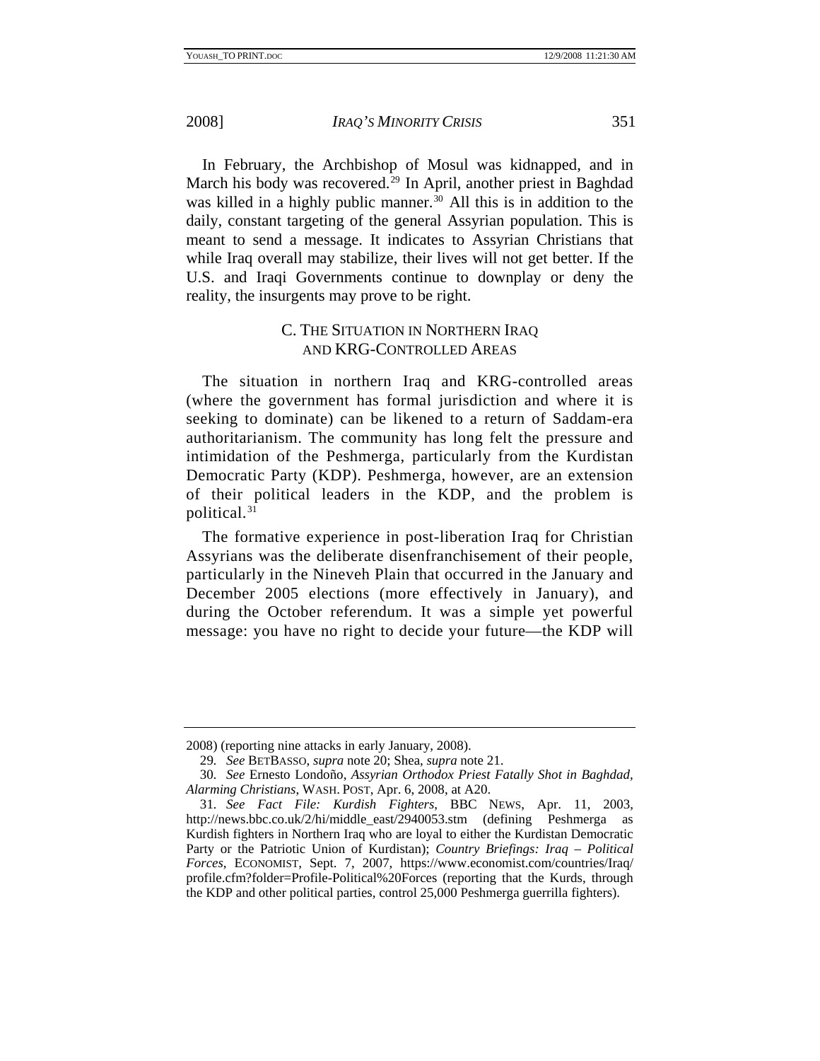In February, the Archbishop of Mosul was kidnapped, and in March his body was recovered.[29] In April, another priest in Baghdad was killed in a highly public manner.[30] All this is in addition to the daily, constant targeting of the general Assyrian population. This is meant to send a message. It indicates to Assyrian Christians that while Iraq overall may stabilize, their lives will not get better. If the U.S. and Iraqi Governments continue to downplay or deny the reality, the insurgents may prove to be right.

### C. The Situation in Northern Iraq and KRG-Controlled Areas

The situation in northern Iraq and KRG-controlled areas (where the government has formal jurisdiction and where it is seeking to dominate) can be likened to a return of Saddam-era authoritarianism. The community has long felt the pressure and intimidation of the Peshmerga, particularly from the Kurdistan Democratic Party (KDP). Peshmerga, however, are an extension of their political leaders in the KDP, and the problem is political.[31]

The formative experience in post-liberation Iraq for Christian Assyrians was the deliberate disenfranchisement of their people, particularly in the Nineveh Plain that occurred in the January and December 2005 elections (more effectively in January), and during the October referendum. It was a simple yet powerful message: you have no right to decide your future—the KDP will

---

2008) (reporting nine attacks in early January, 2008).

29. *See* BetBasso, *supra* note 20; Shea, *supra* note 21.

30. *See* Ernesto Londoño, *Assyrian Orthodox Priest Fatally Shot in Baghdad, Alarming Christians*, Wash. Post, Apr. 6, 2008, at A20.

31. *See Fact File: Kurdish Fighters*, BBC News, Apr. 11, 2003, http://news.bbc.co.uk/2/hi/middle_east/2940053.stm (defining Peshmerga as Kurdish fighters in Northern Iraq who are loyal to either the Kurdistan Democratic Party or the Patriotic Union of Kurdistan); *Country Briefings: Iraq – Political Forces*, Economist, Sept. 7, 2007, https://www.economist.com/countries/Iraq/profile.cfm?folder=Profile-Political%20Forces (reporting that the Kurds, through the KDP and other political parties, control 25,000 Peshmerga guerrilla fighters).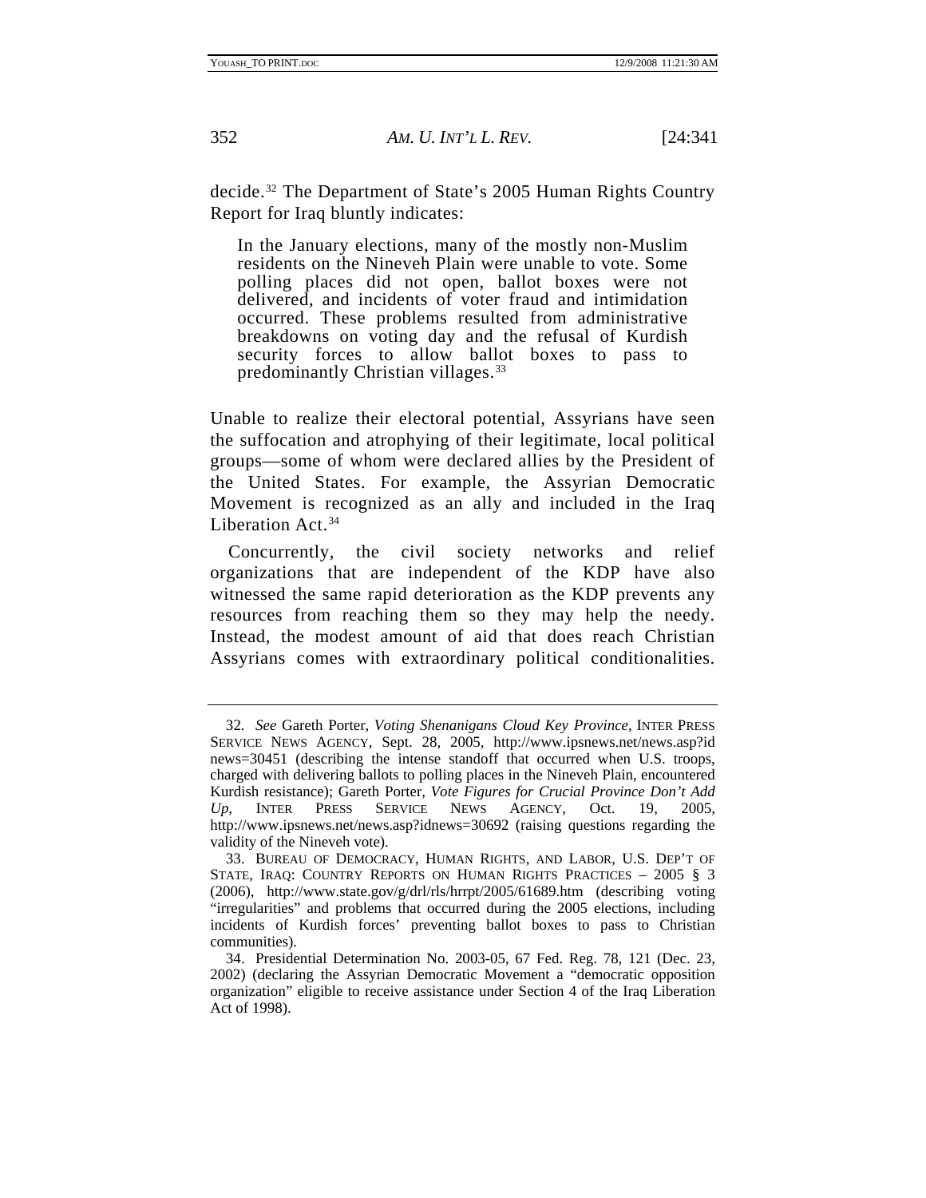decide.[32] The Department of State's 2005 Human Rights Country Report for Iraq bluntly indicates:

> In the January elections, many of the mostly non-Muslim residents on the Nineveh Plain were unable to vote. Some polling places did not open, ballot boxes were not delivered, and incidents of voter fraud and intimidation occurred. These problems resulted from administrative breakdowns on voting day and the refusal of Kurdish security forces to allow ballot boxes to pass to predominantly Christian villages.[33]

Unable to realize their electoral potential, Assyrians have seen the suffocation and atrophying of their legitimate, local political groups—some of whom were declared allies by the President of the United States. For example, the Assyrian Democratic Movement is recognized as an ally and included in the Iraq Liberation Act.[34]

Concurrently, the civil society networks and relief organizations that are independent of the KDP have also witnessed the same rapid deterioration as the KDP prevents any resources from reaching them so they may help the needy. Instead, the modest amount of aid that does reach Christian Assyrians comes with extraordinary political conditionalities.

---

32. *See* Gareth Porter, *Voting Shenanigans Cloud Key Province*, INTER PRESS SERVICE NEWS AGENCY, Sept. 28, 2005, http://www.ipsnews.net/news.asp?idnews=30451 (describing the intense standoff that occurred when U.S. troops, charged with delivering ballots to polling places in the Nineveh Plain, encountered Kurdish resistance); Gareth Porter, *Vote Figures for Crucial Province Don't Add Up*, INTER PRESS SERVICE NEWS AGENCY, Oct. 19, 2005, http://www.ipsnews.net/news.asp?idnews=30692 (raising questions regarding the validity of the Nineveh vote).

33. BUREAU OF DEMOCRACY, HUMAN RIGHTS, AND LABOR, U.S. DEP'T OF STATE, IRAQ: COUNTRY REPORTS ON HUMAN RIGHTS PRACTICES – 2005 § 3 (2006), http://www.state.gov/g/drl/rls/hrrpt/2005/61689.htm (describing voting "irregularities" and problems that occurred during the 2005 elections, including incidents of Kurdish forces' preventing ballot boxes to pass to Christian communities).

34. Presidential Determination No. 2003-05, 67 Fed. Reg. 78, 121 (Dec. 23, 2002) (declaring the Assyrian Democratic Movement a "democratic opposition organization" eligible to receive assistance under Section 4 of the Iraq Liberation Act of 1998).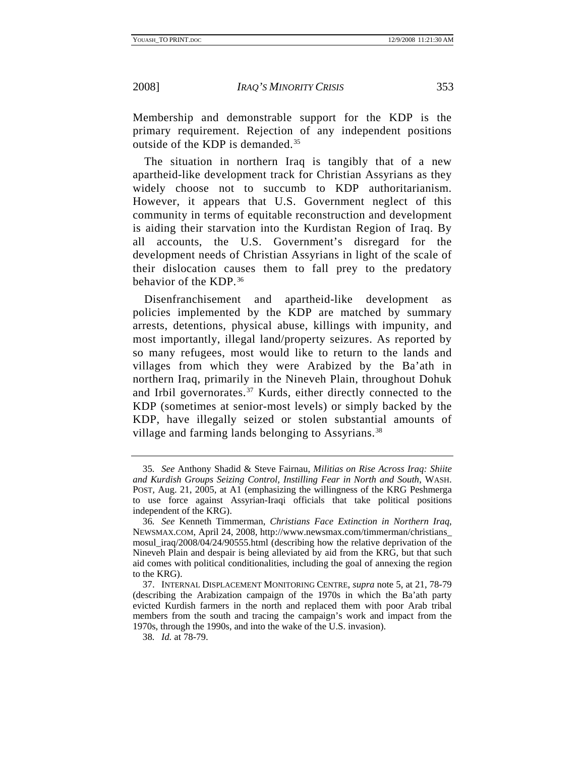Membership and demonstrable support for the KDP is the primary requirement. Rejection of any independent positions outside of the KDP is demanded.[35]

The situation in northern Iraq is tangibly that of a new apartheid-like development track for Christian Assyrians as they widely choose not to succumb to KDP authoritarianism. However, it appears that U.S. Government neglect of this community in terms of equitable reconstruction and development is aiding their starvation into the Kurdistan Region of Iraq. By all accounts, the U.S. Government's disregard for the development needs of Christian Assyrians in light of the scale of their dislocation causes them to fall prey to the predatory behavior of the KDP.[36]

Disenfranchisement and apartheid-like development as policies implemented by the KDP are matched by summary arrests, detentions, physical abuse, killings with impunity, and most importantly, illegal land/property seizures. As reported by so many refugees, most would like to return to the lands and villages from which they were Arabized by the Ba'ath in northern Iraq, primarily in the Nineveh Plain, throughout Dohuk and Irbil governorates.[37] Kurds, either directly connected to the KDP (sometimes at senior-most levels) or simply backed by the KDP, have illegally seized or stolen substantial amounts of village and farming lands belonging to Assyrians.[38]

---

35. *See* Anthony Shadid & Steve Fairnau, *Militias on Rise Across Iraq: Shiite and Kurdish Groups Seizing Control, Instilling Fear in North and South*, WASH. POST, Aug. 21, 2005, at A1 (emphasizing the willingness of the KRG Peshmerga to use force against Assyrian-Iraqi officials that take political positions independent of the KRG).

36. *See* Kenneth Timmerman, *Christians Face Extinction in Northern Iraq*, NEWSMAX.COM, April 24, 2008, http://www.newsmax.com/timmerman/christians_mosul_iraq/2008/04/24/90555.html (describing how the relative deprivation of the Nineveh Plain and despair is being alleviated by aid from the KRG, but that such aid comes with political conditionalities, including the goal of annexing the region to the KRG).

37. INTERNAL DISPLACEMENT MONITORING CENTRE, *supra* note 5, at 21, 78-79 (describing the Arabization campaign of the 1970s in which the Ba'ath party evicted Kurdish farmers in the north and replaced them with poor Arab tribal members from the south and tracing the campaign's work and impact from the 1970s, through the 1990s, and into the wake of the U.S. invasion).

38. *Id.* at 78-79.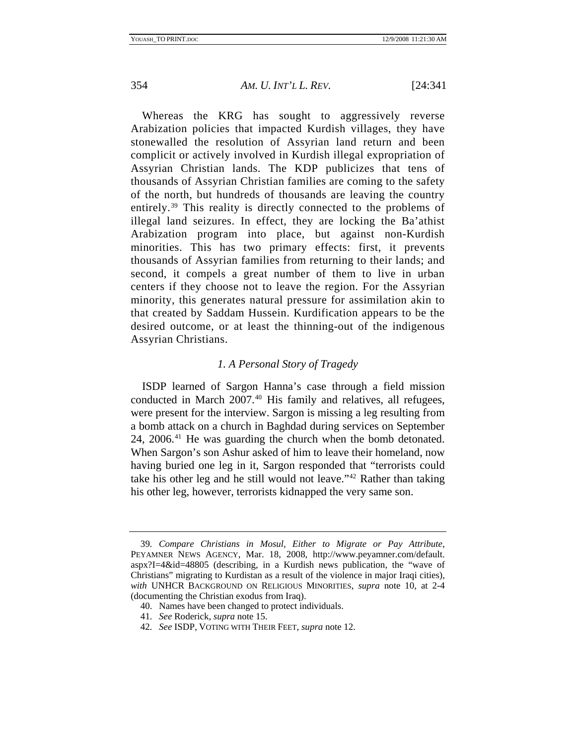Whereas the KRG has sought to aggressively reverse Arabization policies that impacted Kurdish villages, they have stonewalled the resolution of Assyrian land return and been complicit or actively involved in Kurdish illegal expropriation of Assyrian Christian lands. The KDP publicizes that tens of thousands of Assyrian Christian families are coming to the safety of the north, but hundreds of thousands are leaving the country entirely.[39] This reality is directly connected to the problems of illegal land seizures. In effect, they are locking the Ba'athist Arabization program into place, but against non-Kurdish minorities. This has two primary effects: first, it prevents thousands of Assyrian families from returning to their lands; and second, it compels a great number of them to live in urban centers if they choose not to leave the region. For the Assyrian minority, this generates natural pressure for assimilation akin to that created by Saddam Hussein. Kurdification appears to be the desired outcome, or at least the thinning-out of the indigenous Assyrian Christians.

### *1. A Personal Story of Tragedy*

ISDP learned of Sargon Hanna's case through a field mission conducted in March 2007.[40] His family and relatives, all refugees, were present for the interview. Sargon is missing a leg resulting from a bomb attack on a church in Baghdad during services on September 24, 2006.[41] He was guarding the church when the bomb detonated. When Sargon's son Ashur asked of him to leave their homeland, now having buried one leg in it, Sargon responded that "terrorists could take his other leg and he still would not leave."[42] Rather than taking his other leg, however, terrorists kidnapped the very same son.

---

39. *Compare Christians in Mosul, Either to Migrate or Pay Attribute*, PEYAMNER NEWS AGENCY, Mar. 18, 2008, http://www.peyamner.com/default.aspx?I=4&id=48805 (describing, in a Kurdish news publication, the "wave of Christians" migrating to Kurdistan as a result of the violence in major Iraqi cities), *with* UNHCR BACKGROUND ON RELIGIOUS MINORITIES, *supra* note 10, at 2-4 (documenting the Christian exodus from Iraq).

40. Names have been changed to protect individuals.

41. *See* Roderick, *supra* note 15.

42. *See* ISDP, VOTING WITH THEIR FEET, *supra* note 12.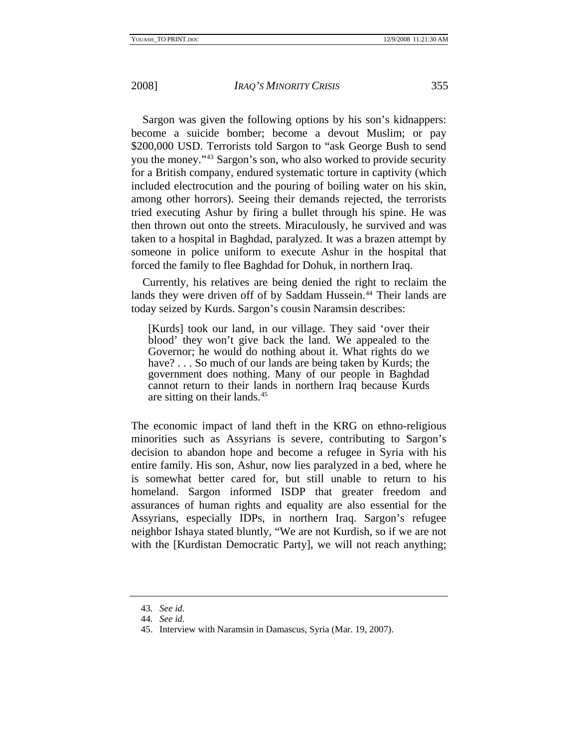Sargon was given the following options by his son's kidnappers: become a suicide bomber; become a devout Muslim; or pay $200,000 USD. Terrorists told Sargon to "ask George Bush to send you the money."[43] Sargon's son, who also worked to provide security for a British company, endured systematic torture in captivity (which included electrocution and the pouring of boiling water on his skin, among other horrors). Seeing their demands rejected, the terrorists tried executing Ashur by firing a bullet through his spine. He was then thrown out onto the streets. Miraculously, he survived and was taken to a hospital in Baghdad, paralyzed. It was a brazen attempt by someone in police uniform to execute Ashur in the hospital that forced the family to flee Baghdad for Dohuk, in northern Iraq.

Currently, his relatives are being denied the right to reclaim the lands they were driven off of by Saddam Hussein.[44] Their lands are today seized by Kurds. Sargon's cousin Naramsin describes:

> [Kurds] took our land, in our village. They said 'over their blood' they won't give back the land. We appealed to the Governor; he would do nothing about it. What rights do we have? . . . So much of our lands are being taken by Kurds; the government does nothing. Many of our people in Baghdad cannot return to their lands in northern Iraq because Kurds are sitting on their lands.[45]

The economic impact of land theft in the KRG on ethno-religious minorities such as Assyrians is severe, contributing to Sargon's decision to abandon hope and become a refugee in Syria with his entire family. His son, Ashur, now lies paralyzed in a bed, where he is somewhat better cared for, but still unable to return to his homeland. Sargon informed ISDP that greater freedom and assurances of human rights and equality are also essential for the Assyrians, especially IDPs, in northern Iraq. Sargon's refugee neighbor Ishaya stated bluntly, "We are not Kurdish, so if we are not with the [Kurdistan Democratic Party], we will not reach anything;

---

43. *See id*.

44. *See id*.

45. Interview with Naramsin in Damascus, Syria (Mar. 19, 2007).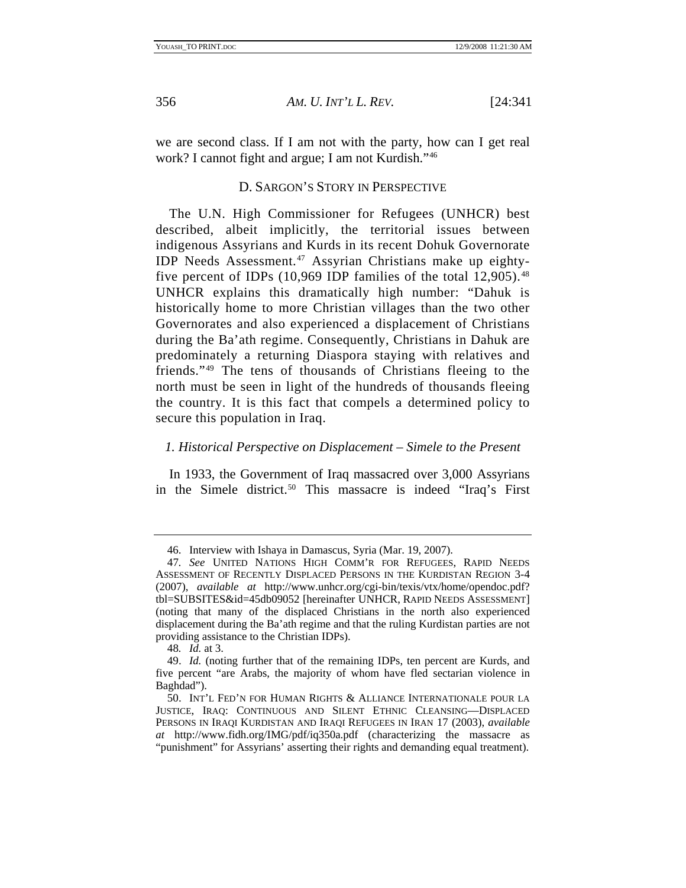we are second class. If I am not with the party, how can I get real work? I cannot fight and argue; I am not Kurdish."[46]

## D. SARGON'S STORY IN PERSPECTIVE

The U.N. High Commissioner for Refugees (UNHCR) best described, albeit implicitly, the territorial issues between indigenous Assyrians and Kurds in its recent Dohuk Governorate IDP Needs Assessment.[47] Assyrian Christians make up eighty-five percent of IDPs (10,969 IDP families of the total 12,905).[48] UNHCR explains this dramatically high number: "Dahuk is historically home to more Christian villages than the two other Governorates and also experienced a displacement of Christians during the Ba'ath regime. Consequently, Christians in Dahuk are predominately a returning Diaspora staying with relatives and friends."[49] The tens of thousands of Christians fleeing to the north must be seen in light of the hundreds of thousands fleeing the country. It is this fact that compels a determined policy to secure this population in Iraq.

### *1. Historical Perspective on Displacement – Simele to the Present*

In 1933, the Government of Iraq massacred over 3,000 Assyrians in the Simele district.[50] This massacre is indeed "Iraq's First

---

46. Interview with Ishaya in Damascus, Syria (Mar. 19, 2007).

47. *See* UNITED NATIONS HIGH COMM'R FOR REFUGEES, RAPID NEEDS ASSESSMENT OF RECENTLY DISPLACED PERSONS IN THE KURDISTAN REGION 3-4 (2007), *available at* http://www.unhcr.org/cgi-bin/texis/vtx/home/opendoc.pdf?tbl=SUBSITES&id=45db09052 [hereinafter UNHCR, RAPID NEEDS ASSESSMENT] (noting that many of the displaced Christians in the north also experienced displacement during the Ba'ath regime and that the ruling Kurdistan parties are not providing assistance to the Christian IDPs).

48. *Id.* at 3.

49. *Id.* (noting further that of the remaining IDPs, ten percent are Kurds, and five percent "are Arabs, the majority of whom have fled sectarian violence in Baghdad").

50. INT'L FED'N FOR HUMAN RIGHTS & ALLIANCE INTERNATIONALE POUR LA JUSTICE, IRAQ: CONTINUOUS AND SILENT ETHNIC CLEANSING—DISPLACED PERSONS IN IRAQI KURDISTAN AND IRAQI REFUGEES IN IRAN 17 (2003), *available at* http://www.fidh.org/IMG/pdf/iq350a.pdf (characterizing the massacre as "punishment" for Assyrians' asserting their rights and demanding equal treatment).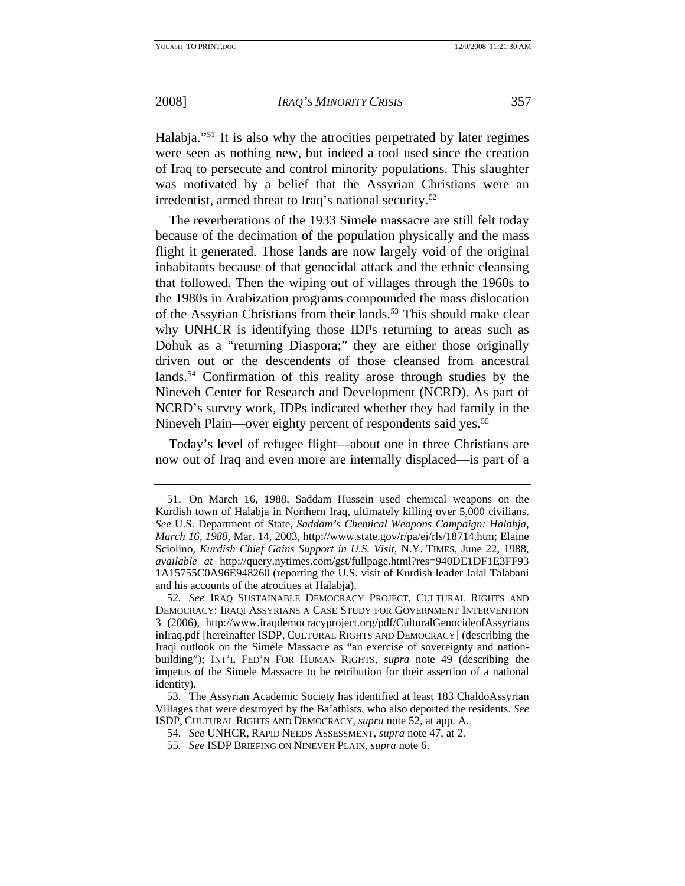Halabja."[51] It is also why the atrocities perpetrated by later regimes were seen as nothing new, but indeed a tool used since the creation of Iraq to persecute and control minority populations. This slaughter was motivated by a belief that the Assyrian Christians were an irredentist, armed threat to Iraq's national security.[52]

The reverberations of the 1933 Simele massacre are still felt today because of the decimation of the population physically and the mass flight it generated. Those lands are now largely void of the original inhabitants because of that genocidal attack and the ethnic cleansing that followed. Then the wiping out of villages through the 1960s to the 1980s in Arabization programs compounded the mass dislocation of the Assyrian Christians from their lands.[53] This should make clear why UNHCR is identifying those IDPs returning to areas such as Dohuk as a "returning Diaspora;" they are either those originally driven out or the descendents of those cleansed from ancestral lands.[54] Confirmation of this reality arose through studies by the Nineveh Center for Research and Development (NCRD). As part of NCRD's survey work, IDPs indicated whether they had family in the Nineveh Plain—over eighty percent of respondents said yes.[55]

Today's level of refugee flight—about one in three Christians are now out of Iraq and even more are internally displaced—is part of a

---

51. On March 16, 1988, Saddam Hussein used chemical weapons on the Kurdish town of Halabja in Northern Iraq, ultimately killing over 5,000 civilians. *See* U.S. Department of State, *Saddam's Chemical Weapons Campaign: Halabja, March 16, 1988*, Mar. 14, 2003, http://www.state.gov/r/pa/ei/rls/18714.htm; Elaine Sciolino, *Kurdish Chief Gains Support in U.S. Visit*, N.Y. TIMES, June 22, 1988, *available at* http://query.nytimes.com/gst/fullpage.html?res=940DE1DF1E3FF931A15755C0A96E948260 (reporting the U.S. visit of Kurdish leader Jalal Talabani and his accounts of the atrocities at Halabja).

52. *See* IRAQ SUSTAINABLE DEMOCRACY PROJECT, CULTURAL RIGHTS AND DEMOCRACY: IRAQI ASSYRIANS A CASE STUDY FOR GOVERNMENT INTERVENTION 3 (2006), http://www.iraqdemocracyproject.org/pdf/CulturalGenocideofAssyriansinIraq.pdf [hereinafter ISDP, CULTURAL RIGHTS AND DEMOCRACY] (describing the Iraqi outlook on the Simele Massacre as "an exercise of sovereignty and nation-building"); INT'L FED'N FOR HUMAN RIGHTS, *supra* note 49 (describing the impetus of the Simele Massacre to be retribution for their assertion of a national identity).

53. The Assyrian Academic Society has identified at least 183 ChaldoAssyrian Villages that were destroyed by the Ba'athists, who also deported the residents. *See* ISDP, CULTURAL RIGHTS AND DEMOCRACY, *supra* note 52, at app. A.

54. *See* UNHCR, RAPID NEEDS ASSESSMENT, *supra* note 47, at 2.

55. *See* ISDP BRIEFING ON NINEVEH PLAIN, *supra* note 6.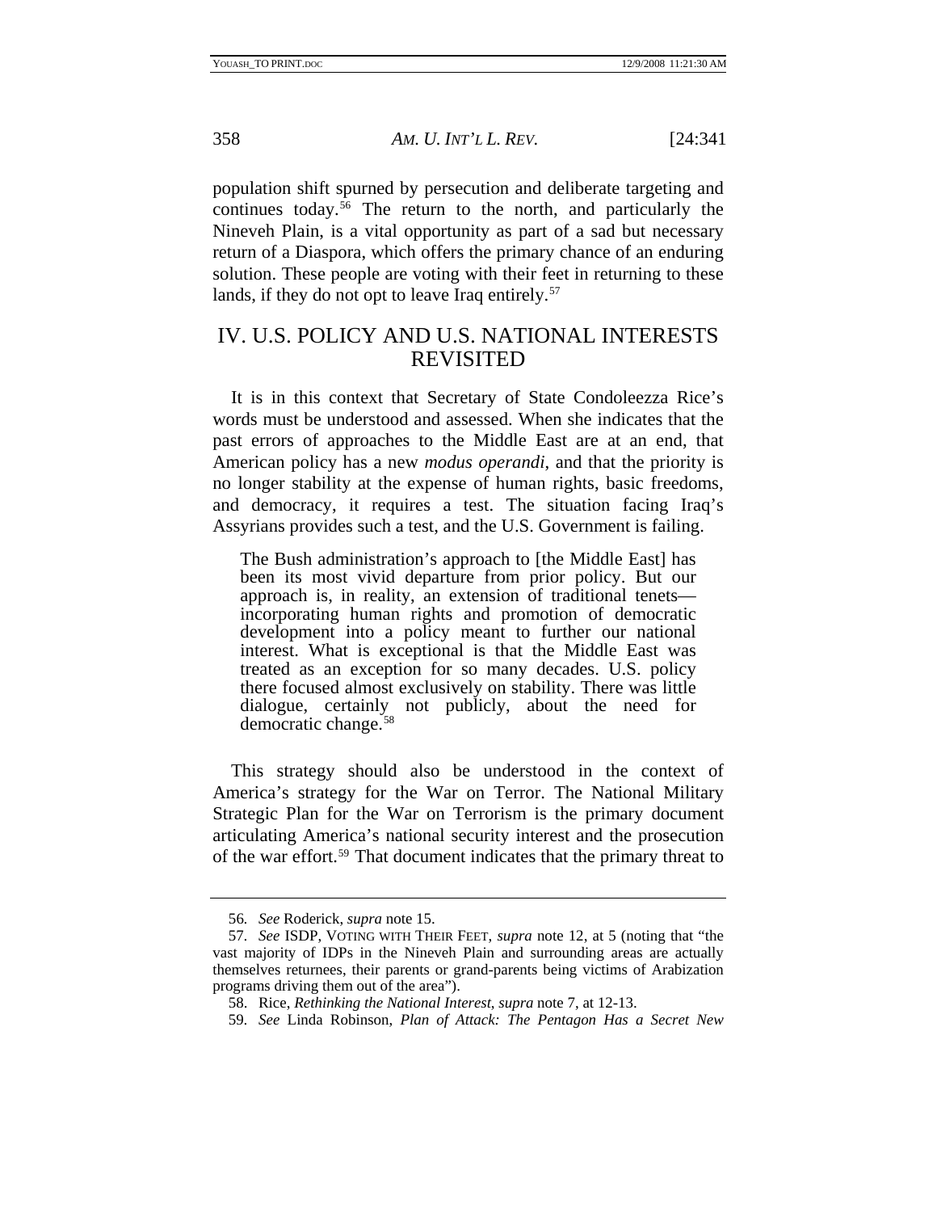population shift spurned by persecution and deliberate targeting and continues today.[56] The return to the north, and particularly the Nineveh Plain, is a vital opportunity as part of a sad but necessary return of a Diaspora, which offers the primary chance of an enduring solution. These people are voting with their feet in returning to these lands, if they do not opt to leave Iraq entirely.[57]

## IV. U.S. POLICY AND U.S. NATIONAL INTERESTS REVISITED

It is in this context that Secretary of State Condoleezza Rice's words must be understood and assessed. When she indicates that the past errors of approaches to the Middle East are at an end, that American policy has a new *modus operandi*, and that the priority is no longer stability at the expense of human rights, basic freedoms, and democracy, it requires a test. The situation facing Iraq's Assyrians provides such a test, and the U.S. Government is failing.

> The Bush administration's approach to [the Middle East] has been its most vivid departure from prior policy. But our approach is, in reality, an extension of traditional tenets—incorporating human rights and promotion of democratic development into a policy meant to further our national interest. What is exceptional is that the Middle East was treated as an exception for so many decades. U.S. policy there focused almost exclusively on stability. There was little dialogue, certainly not publicly, about the need for democratic change.[58]

This strategy should also be understood in the context of America's strategy for the War on Terror. The National Military Strategic Plan for the War on Terrorism is the primary document articulating America's national security interest and the prosecution of the war effort.[59] That document indicates that the primary threat to

---

56. *See* Roderick, *supra* note 15.

57. *See* ISDP, VOTING WITH THEIR FEET, *supra* note 12, at 5 (noting that "the vast majority of IDPs in the Nineveh Plain and surrounding areas are actually themselves returnees, their parents or grand-parents being victims of Arabization programs driving them out of the area").

58. Rice, *Rethinking the National Interest*, *supra* note 7, at 12-13.

59. *See* Linda Robinson, *Plan of Attack: The Pentagon Has a Secret New*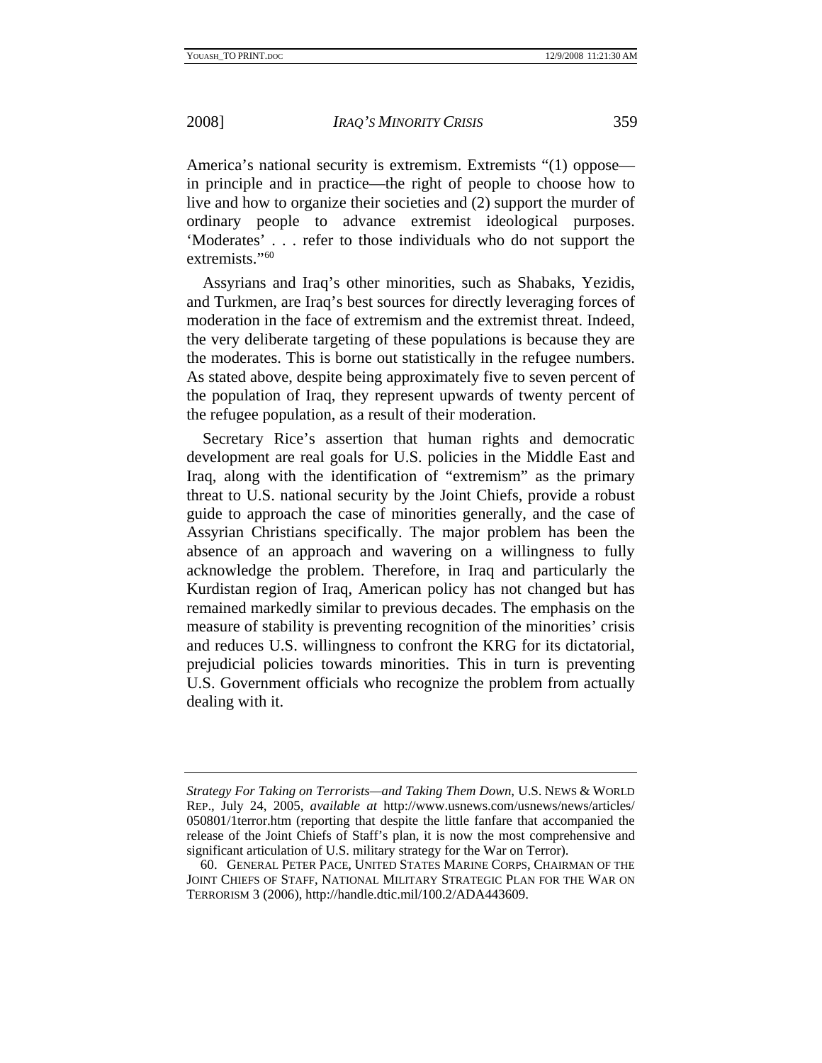America's national security is extremism. Extremists "(1) oppose—in principle and in practice—the right of people to choose how to live and how to organize their societies and (2) support the murder of ordinary people to advance extremist ideological purposes. 'Moderates' . . . refer to those individuals who do not support the extremists."[60]

Assyrians and Iraq's other minorities, such as Shabaks, Yezidis, and Turkmen, are Iraq's best sources for directly leveraging forces of moderation in the face of extremism and the extremist threat. Indeed, the very deliberate targeting of these populations is because they are the moderates. This is borne out statistically in the refugee numbers. As stated above, despite being approximately five to seven percent of the population of Iraq, they represent upwards of twenty percent of the refugee population, as a result of their moderation.

Secretary Rice's assertion that human rights and democratic development are real goals for U.S. policies in the Middle East and Iraq, along with the identification of "extremism" as the primary threat to U.S. national security by the Joint Chiefs, provide a robust guide to approach the case of minorities generally, and the case of Assyrian Christians specifically. The major problem has been the absence of an approach and wavering on a willingness to fully acknowledge the problem. Therefore, in Iraq and particularly the Kurdistan region of Iraq, American policy has not changed but has remained markedly similar to previous decades. The emphasis on the measure of stability is preventing recognition of the minorities' crisis and reduces U.S. willingness to confront the KRG for its dictatorial, prejudicial policies towards minorities. This in turn is preventing U.S. Government officials who recognize the problem from actually dealing with it.

---

*Strategy For Taking on Terrorists—and Taking Them Down*, U.S. NEWS & WORLD REP., July 24, 2005, *available at* http://www.usnews.com/usnews/news/articles/050801/1terror.htm (reporting that despite the little fanfare that accompanied the release of the Joint Chiefs of Staff's plan, it is now the most comprehensive and significant articulation of U.S. military strategy for the War on Terror).

60. GENERAL PETER PACE, UNITED STATES MARINE CORPS, CHAIRMAN OF THE JOINT CHIEFS OF STAFF, NATIONAL MILITARY STRATEGIC PLAN FOR THE WAR ON TERRORISM 3 (2006), http://handle.dtic.mil/100.2/ADA443609.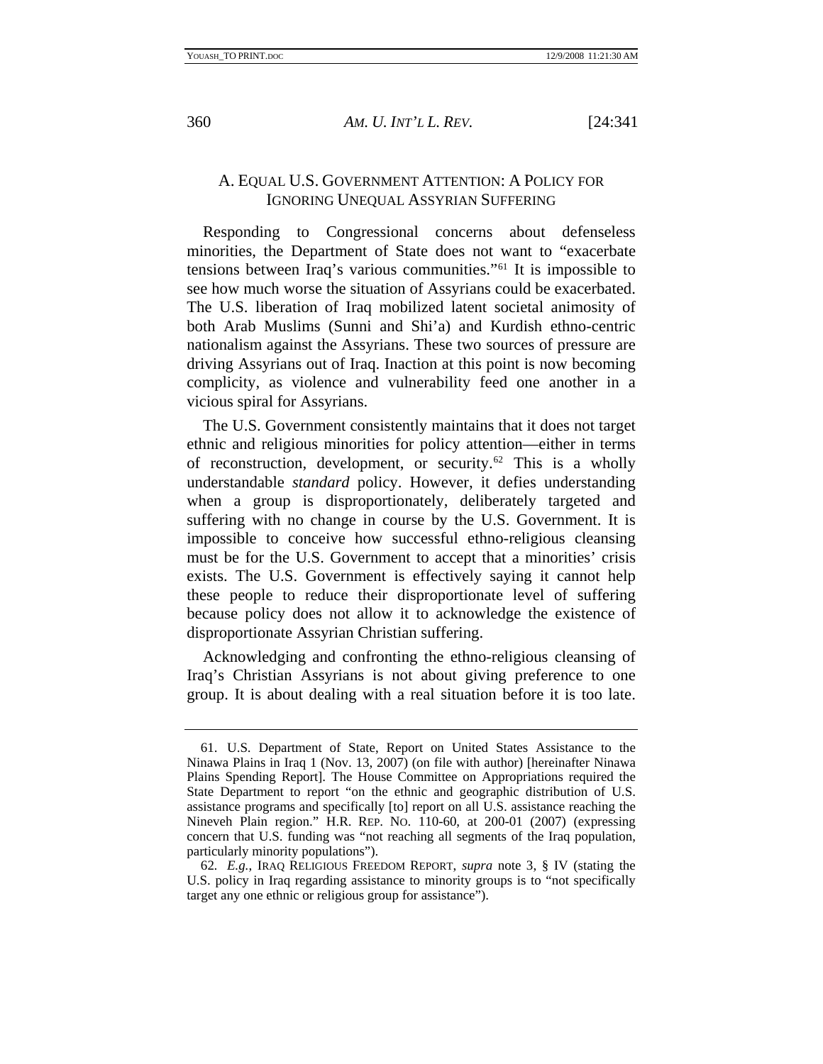### A. EQUAL U.S. GOVERNMENT ATTENTION: A POLICY FOR IGNORING UNEQUAL ASSYRIAN SUFFERING

Responding to Congressional concerns about defenseless minorities, the Department of State does not want to "exacerbate tensions between Iraq's various communities."[61] It is impossible to see how much worse the situation of Assyrians could be exacerbated. The U.S. liberation of Iraq mobilized latent societal animosity of both Arab Muslims (Sunni and Shi'a) and Kurdish ethno-centric nationalism against the Assyrians. These two sources of pressure are driving Assyrians out of Iraq. Inaction at this point is now becoming complicity, as violence and vulnerability feed one another in a vicious spiral for Assyrians.

The U.S. Government consistently maintains that it does not target ethnic and religious minorities for policy attention—either in terms of reconstruction, development, or security.[62] This is a wholly understandable *standard* policy. However, it defies understanding when a group is disproportionately, deliberately targeted and suffering with no change in course by the U.S. Government. It is impossible to conceive how successful ethno-religious cleansing must be for the U.S. Government to accept that a minorities' crisis exists. The U.S. Government is effectively saying it cannot help these people to reduce their disproportionate level of suffering because policy does not allow it to acknowledge the existence of disproportionate Assyrian Christian suffering.

Acknowledging and confronting the ethno-religious cleansing of Iraq's Christian Assyrians is not about giving preference to one group. It is about dealing with a real situation before it is too late.

---

61. U.S. Department of State, Report on United States Assistance to the Ninawa Plains in Iraq 1 (Nov. 13, 2007) (on file with author) [hereinafter Ninawa Plains Spending Report]. The House Committee on Appropriations required the State Department to report "on the ethnic and geographic distribution of U.S. assistance programs and specifically [to] report on all U.S. assistance reaching the Nineveh Plain region." H.R. REP. NO. 110-60, at 200-01 (2007) (expressing concern that U.S. funding was "not reaching all segments of the Iraq population, particularly minority populations").

62. *E.g.*, IRAQ RELIGIOUS FREEDOM REPORT, *supra* note 3, § IV (stating the U.S. policy in Iraq regarding assistance to minority groups is to "not specifically target any one ethnic or religious group for assistance").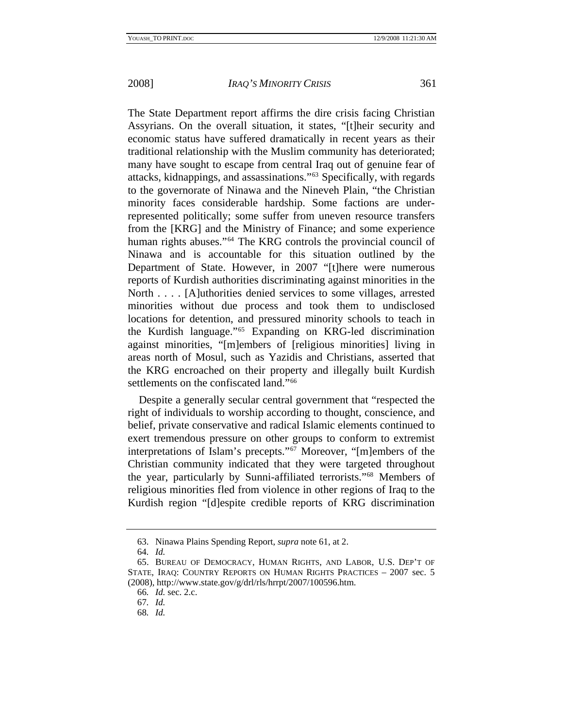The State Department report affirms the dire crisis facing Christian Assyrians. On the overall situation, it states, "[t]heir security and economic status have suffered dramatically in recent years as their traditional relationship with the Muslim community has deteriorated; many have sought to escape from central Iraq out of genuine fear of attacks, kidnappings, and assassinations."[63] Specifically, with regards to the governorate of Ninawa and the Nineveh Plain, "the Christian minority faces considerable hardship. Some factions are under-represented politically; some suffer from uneven resource transfers from the [KRG] and the Ministry of Finance; and some experience human rights abuses."[64] The KRG controls the provincial council of Ninawa and is accountable for this situation outlined by the Department of State. However, in 2007 "[t]here were numerous reports of Kurdish authorities discriminating against minorities in the North . . . . [A]uthorities denied services to some villages, arrested minorities without due process and took them to undisclosed locations for detention, and pressured minority schools to teach in the Kurdish language."[65] Expanding on KRG-led discrimination against minorities, "[m]embers of [religious minorities] living in areas north of Mosul, such as Yazidis and Christians, asserted that the KRG encroached on their property and illegally built Kurdish settlements on the confiscated land."[66]

Despite a generally secular central government that "respected the right of individuals to worship according to thought, conscience, and belief, private conservative and radical Islamic elements continued to exert tremendous pressure on other groups to conform to extremist interpretations of Islam's precepts."[67] Moreover, "[m]embers of the Christian community indicated that they were targeted throughout the year, particularly by Sunni-affiliated terrorists."[68] Members of religious minorities fled from violence in other regions of Iraq to the Kurdish region "[d]espite credible reports of KRG discrimination

---

63. Ninawa Plains Spending Report, *supra* note 61, at 2.

64. *Id.*

65. BUREAU OF DEMOCRACY, HUMAN RIGHTS, AND LABOR, U.S. DEP'T OF STATE, IRAQ: COUNTRY REPORTS ON HUMAN RIGHTS PRACTICES – 2007 sec. 5 (2008), http://www.state.gov/g/drl/rls/hrrpt/2007/100596.htm.

66. *Id.* sec. 2.c.

67. *Id.*

68. *Id.*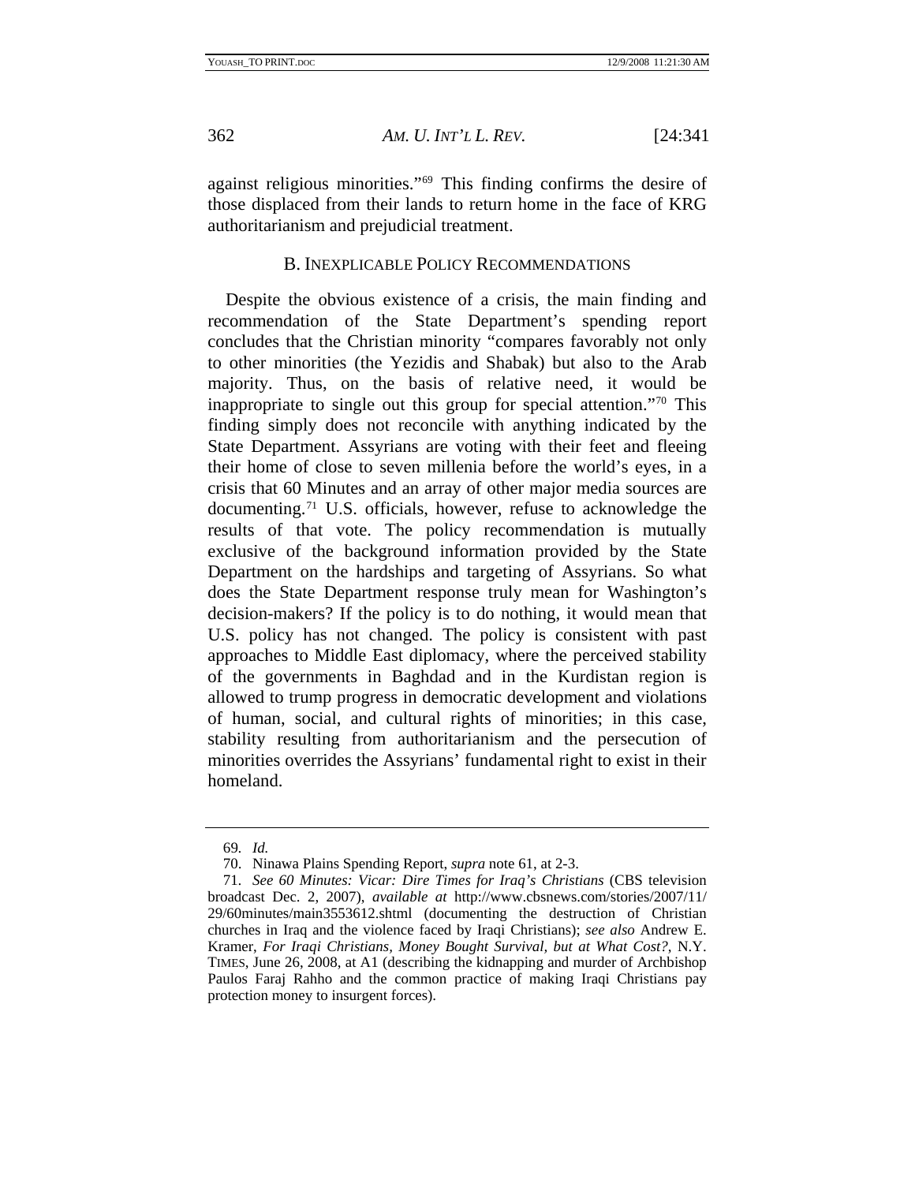against religious minorities."[69] This finding confirms the desire of those displaced from their lands to return home in the face of KRG authoritarianism and prejudicial treatment.

### B. INEXPLICABLE POLICY RECOMMENDATIONS

Despite the obvious existence of a crisis, the main finding and recommendation of the State Department's spending report concludes that the Christian minority "compares favorably not only to other minorities (the Yezidis and Shabak) but also to the Arab majority. Thus, on the basis of relative need, it would be inappropriate to single out this group for special attention."[70] This finding simply does not reconcile with anything indicated by the State Department. Assyrians are voting with their feet and fleeing their home of close to seven millenia before the world's eyes, in a crisis that 60 Minutes and an array of other major media sources are documenting.[71] U.S. officials, however, refuse to acknowledge the results of that vote. The policy recommendation is mutually exclusive of the background information provided by the State Department on the hardships and targeting of Assyrians. So what does the State Department response truly mean for Washington's decision-makers? If the policy is to do nothing, it would mean that U.S. policy has not changed. The policy is consistent with past approaches to Middle East diplomacy, where the perceived stability of the governments in Baghdad and in the Kurdistan region is allowed to trump progress in democratic development and violations of human, social, and cultural rights of minorities; in this case, stability resulting from authoritarianism and the persecution of minorities overrides the Assyrians' fundamental right to exist in their homeland.

---

69. *Id.*

70. Ninawa Plains Spending Report, *supra* note 61, at 2-3.

71. *See 60 Minutes: Vicar: Dire Times for Iraq's Christians* (CBS television broadcast Dec. 2, 2007), *available at* http://www.cbsnews.com/stories/2007/11/29/60minutes/main3553612.shtml (documenting the destruction of Christian churches in Iraq and the violence faced by Iraqi Christians); *see also* Andrew E. Kramer, *For Iraqi Christians, Money Bought Survival, but at What Cost?*, N.Y. TIMES, June 26, 2008, at A1 (describing the kidnapping and murder of Archbishop Paulos Faraj Rahho and the common practice of making Iraqi Christians pay protection money to insurgent forces).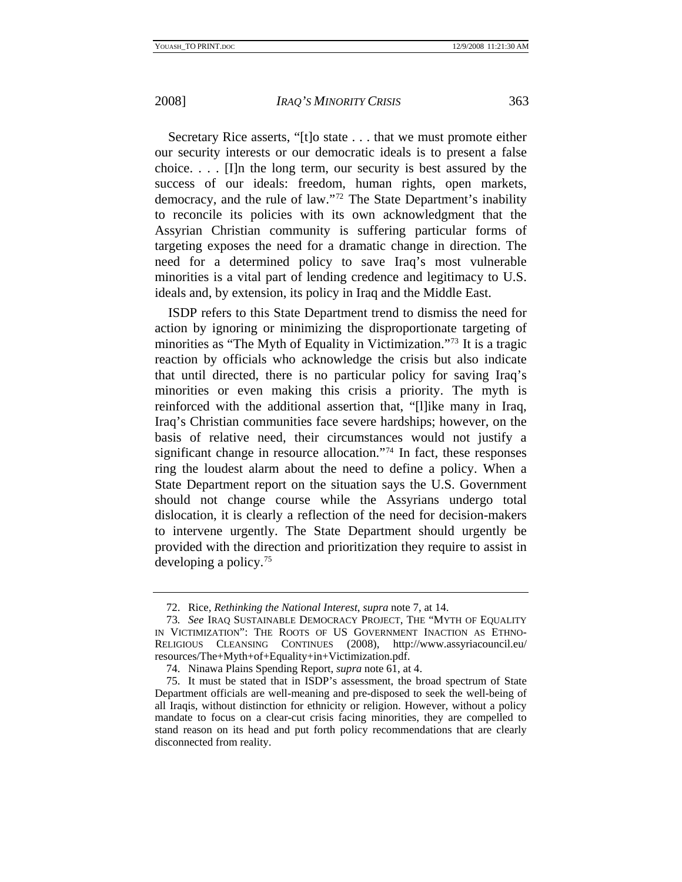Secretary Rice asserts, "[t]o state . . . that we must promote either our security interests or our democratic ideals is to present a false choice. . . . [I]n the long term, our security is best assured by the success of our ideals: freedom, human rights, open markets, democracy, and the rule of law."[72] The State Department's inability to reconcile its policies with its own acknowledgment that the Assyrian Christian community is suffering particular forms of targeting exposes the need for a dramatic change in direction. The need for a determined policy to save Iraq's most vulnerable minorities is a vital part of lending credence and legitimacy to U.S. ideals and, by extension, its policy in Iraq and the Middle East.

ISDP refers to this State Department trend to dismiss the need for action by ignoring or minimizing the disproportionate targeting of minorities as "The Myth of Equality in Victimization."[73] It is a tragic reaction by officials who acknowledge the crisis but also indicate that until directed, there is no particular policy for saving Iraq's minorities or even making this crisis a priority. The myth is reinforced with the additional assertion that, "[l]ike many in Iraq, Iraq's Christian communities face severe hardships; however, on the basis of relative need, their circumstances would not justify a significant change in resource allocation."[74] In fact, these responses ring the loudest alarm about the need to define a policy. When a State Department report on the situation says the U.S. Government should not change course while the Assyrians undergo total dislocation, it is clearly a reflection of the need for decision-makers to intervene urgently. The State Department should urgently be provided with the direction and prioritization they require to assist in developing a policy.[75]

---

72. Rice, *Rethinking the National Interest*, *supra* note 7, at 14.

73. *See* IRAQ SUSTAINABLE DEMOCRACY PROJECT, THE "MYTH OF EQUALITY IN VICTIMIZATION": THE ROOTS OF US GOVERNMENT INACTION AS ETHNO-RELIGIOUS CLEANSING CONTINUES (2008), http://www.assyriacouncil.eu/resources/The+Myth+of+Equality+in+Victimization.pdf.

74. Ninawa Plains Spending Report, *supra* note 61, at 4.

75. It must be stated that in ISDP's assessment, the broad spectrum of State Department officials are well-meaning and pre-disposed to seek the well-being of all Iraqis, without distinction for ethnicity or religion. However, without a policy mandate to focus on a clear-cut crisis facing minorities, they are compelled to stand reason on its head and put forth policy recommendations that are clearly disconnected from reality.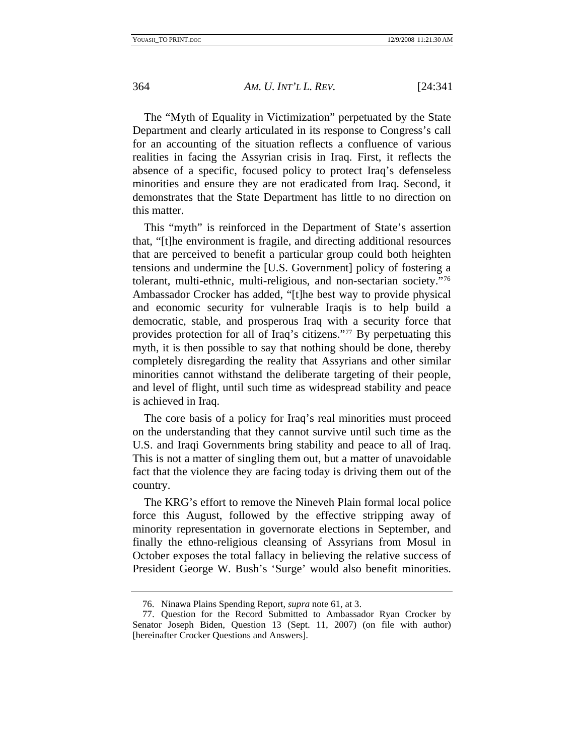The “Myth of Equality in Victimization” perpetuated by the State Department and clearly articulated in its response to Congress’s call for an accounting of the situation reflects a confluence of various realities in facing the Assyrian crisis in Iraq. First, it reflects the absence of a specific, focused policy to protect Iraq’s defenseless minorities and ensure they are not eradicated from Iraq. Second, it demonstrates that the State Department has little to no direction on this matter.

This “myth” is reinforced in the Department of State’s assertion that, “[t]he environment is fragile, and directing additional resources that are perceived to benefit a particular group could both heighten tensions and undermine the [U.S. Government] policy of fostering a tolerant, multi-ethnic, multi-religious, and non-sectarian society.”[76] Ambassador Crocker has added, “[t]he best way to provide physical and economic security for vulnerable Iraqis is to help build a democratic, stable, and prosperous Iraq with a security force that provides protection for all of Iraq’s citizens.”[77] By perpetuating this myth, it is then possible to say that nothing should be done, thereby completely disregarding the reality that Assyrians and other similar minorities cannot withstand the deliberate targeting of their people, and level of flight, until such time as widespread stability and peace is achieved in Iraq.

The core basis of a policy for Iraq’s real minorities must proceed on the understanding that they cannot survive until such time as the U.S. and Iraqi Governments bring stability and peace to all of Iraq. This is not a matter of singling them out, but a matter of unavoidable fact that the violence they are facing today is driving them out of the country.

The KRG’s effort to remove the Nineveh Plain formal local police force this August, followed by the effective stripping away of minority representation in governorate elections in September, and finally the ethno-religious cleansing of Assyrians from Mosul in October exposes the total fallacy in believing the relative success of President George W. Bush’s ‘Surge’ would also benefit minorities.

---

76. Ninawa Plains Spending Report, *supra* note 61, at 3.

77. Question for the Record Submitted to Ambassador Ryan Crocker by Senator Joseph Biden, Question 13 (Sept. 11, 2007) (on file with author) [hereinafter Crocker Questions and Answers].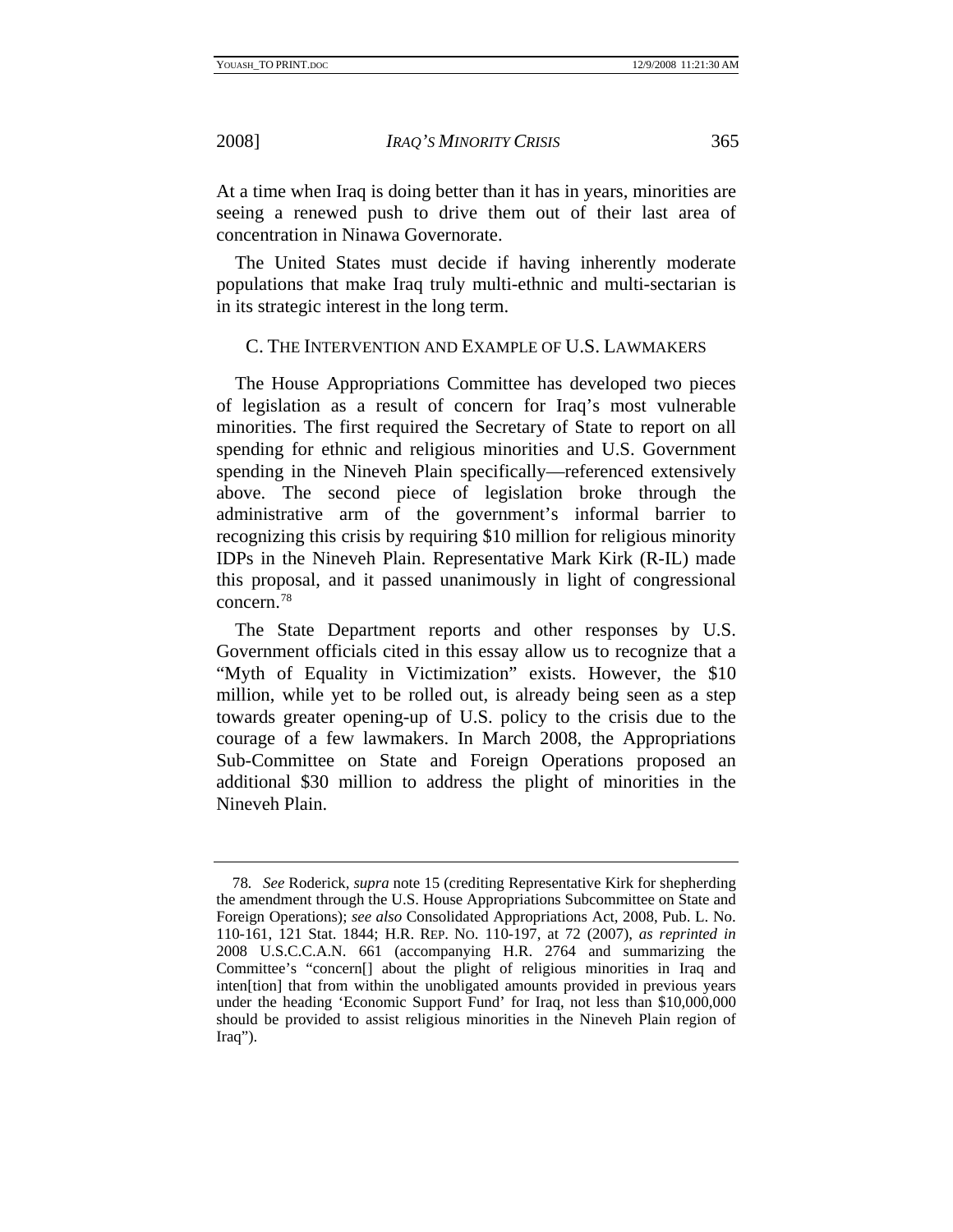At a time when Iraq is doing better than it has in years, minorities are seeing a renewed push to drive them out of their last area of concentration in Ninawa Governorate.

The United States must decide if having inherently moderate populations that make Iraq truly multi-ethnic and multi-sectarian is in its strategic interest in the long term.

### C. The Intervention and Example of U.S. Lawmakers

The House Appropriations Committee has developed two pieces of legislation as a result of concern for Iraq's most vulnerable minorities. The first required the Secretary of State to report on all spending for ethnic and religious minorities and U.S. Government spending in the Nineveh Plain specifically—referenced extensively above. The second piece of legislation broke through the administrative arm of the government's informal barrier to recognizing this crisis by requiring $10 million for religious minority IDPs in the Nineveh Plain. Representative Mark Kirk (R-IL) made this proposal, and it passed unanimously in light of congressional concern.[78]

The State Department reports and other responses by U.S. Government officials cited in this essay allow us to recognize that a "Myth of Equality in Victimization" exists. However, the $10 million, while yet to be rolled out, is already being seen as a step towards greater opening-up of U.S. policy to the crisis due to the courage of a few lawmakers. In March 2008, the Appropriations Sub-Committee on State and Foreign Operations proposed an additional $30 million to address the plight of minorities in the Nineveh Plain.

---

78. *See* Roderick, *supra* note 15 (crediting Representative Kirk for shepherding the amendment through the U.S. House Appropriations Subcommittee on State and Foreign Operations); *see also* Consolidated Appropriations Act, 2008, Pub. L. No. 110-161, 121 Stat. 1844; H.R. Rep. No. 110-197, at 72 (2007), *as reprinted in* 2008 U.S.C.C.A.N. 661 (accompanying H.R. 2764 and summarizing the Committee's "concern[] about the plight of religious minorities in Iraq and inten[tion] that from within the unobligated amounts provided in previous years under the heading 'Economic Support Fund' for Iraq, not less than $10,000,000 should be provided to assist religious minorities in the Nineveh Plain region of Iraq").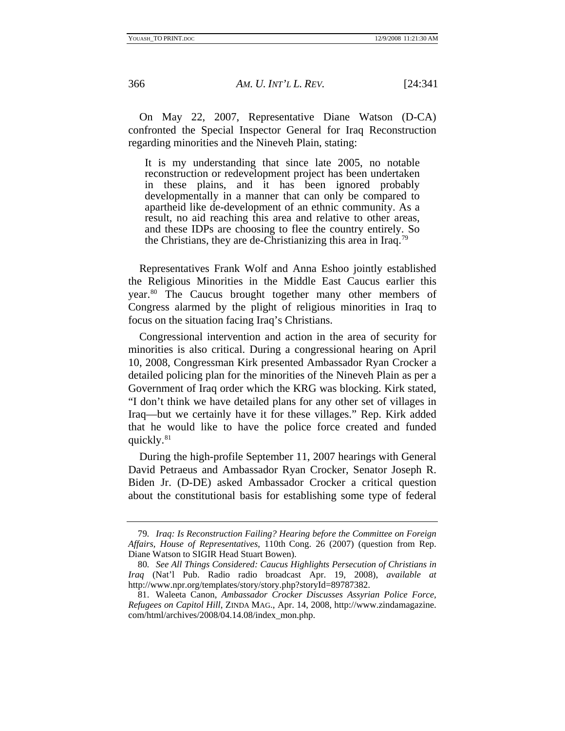On May 22, 2007, Representative Diane Watson (D-CA) confronted the Special Inspector General for Iraq Reconstruction regarding minorities and the Nineveh Plain, stating:

> It is my understanding that since late 2005, no notable reconstruction or redevelopment project has been undertaken in these plains, and it has been ignored probably developmentally in a manner that can only be compared to apartheid like de-development of an ethnic community. As a result, no aid reaching this area and relative to other areas, and these IDPs are choosing to flee the country entirely. So the Christians, they are de-Christianizing this area in Iraq.[79]

Representatives Frank Wolf and Anna Eshoo jointly established the Religious Minorities in the Middle East Caucus earlier this year.[80] The Caucus brought together many other members of Congress alarmed by the plight of religious minorities in Iraq to focus on the situation facing Iraq's Christians.

Congressional intervention and action in the area of security for minorities is also critical. During a congressional hearing on April 10, 2008, Congressman Kirk presented Ambassador Ryan Crocker a detailed policing plan for the minorities of the Nineveh Plain as per a Government of Iraq order which the KRG was blocking. Kirk stated, "I don't think we have detailed plans for any other set of villages in Iraq—but we certainly have it for these villages." Rep. Kirk added that he would like to have the police force created and funded quickly.[81]

During the high-profile September 11, 2007 hearings with General David Petraeus and Ambassador Ryan Crocker, Senator Joseph R. Biden Jr. (D-DE) asked Ambassador Crocker a critical question about the constitutional basis for establishing some type of federal

---

79. *Iraq: Is Reconstruction Failing? Hearing before the Committee on Foreign Affairs, House of Representatives*, 110th Cong. 26 (2007) (question from Rep. Diane Watson to SIGIR Head Stuart Bowen).

80. *See All Things Considered: Caucus Highlights Persecution of Christians in Iraq* (Nat'l Pub. Radio radio broadcast Apr. 19, 2008), *available at* http://www.npr.org/templates/story/story.php?storyId=89787382.

81. Waleeta Canon, *Ambassador Crocker Discusses Assyrian Police Force, Refugees on Capitol Hill*, ZINDA MAG., Apr. 14, 2008, http://www.zindamagazine.com/html/archives/2008/04.14.08/index_mon.php.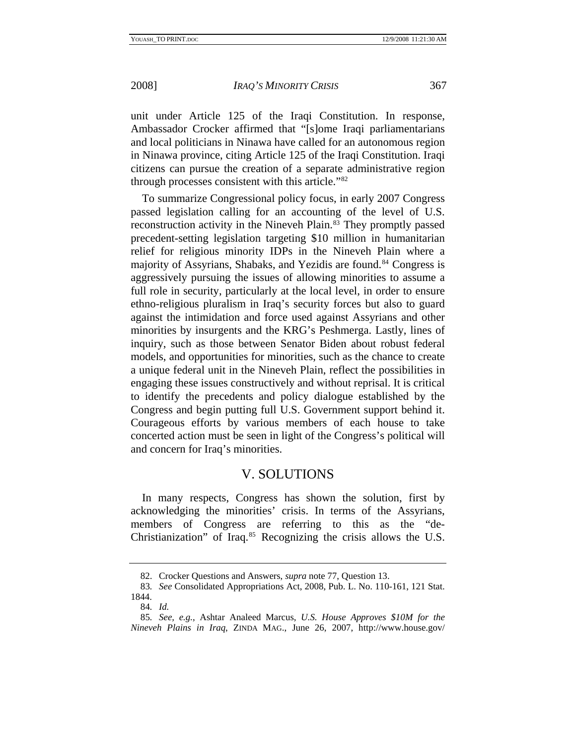unit under Article 125 of the Iraqi Constitution. In response, Ambassador Crocker affirmed that "[s]ome Iraqi parliamentarians and local politicians in Ninawa have called for an autonomous region in Ninawa province, citing Article 125 of the Iraqi Constitution. Iraqi citizens can pursue the creation of a separate administrative region through processes consistent with this article."[82]

To summarize Congressional policy focus, in early 2007 Congress passed legislation calling for an accounting of the level of U.S. reconstruction activity in the Nineveh Plain.[83] They promptly passed precedent-setting legislation targeting $10 million in humanitarian relief for religious minority IDPs in the Nineveh Plain where a majority of Assyrians, Shabaks, and Yezidis are found.[84] Congress is aggressively pursuing the issues of allowing minorities to assume a full role in security, particularly at the local level, in order to ensure ethno-religious pluralism in Iraq's security forces but also to guard against the intimidation and force used against Assyrians and other minorities by insurgents and the KRG's Peshmerga. Lastly, lines of inquiry, such as those between Senator Biden about robust federal models, and opportunities for minorities, such as the chance to create a unique federal unit in the Nineveh Plain, reflect the possibilities in engaging these issues constructively and without reprisal. It is critical to identify the precedents and policy dialogue established by the Congress and begin putting full U.S. Government support behind it. Courageous efforts by various members of each house to take concerted action must be seen in light of the Congress's political will and concern for Iraq's minorities.

## V. SOLUTIONS

In many respects, Congress has shown the solution, first by acknowledging the minorities' crisis. In terms of the Assyrians, members of Congress are referring to this as the "de-Christianization" of Iraq.[85] Recognizing the crisis allows the U.S.

---

82. Crocker Questions and Answers, *supra* note 77, Question 13.

83. *See* Consolidated Appropriations Act, 2008, Pub. L. No. 110-161, 121 Stat. 1844.

84. *Id.*

85. *See, e.g.*, Ashtar Analeed Marcus, *U.S. House Approves $10M for the Nineveh Plains in Iraq*, ZINDA MAG., June 26, 2007, http://www.house.gov/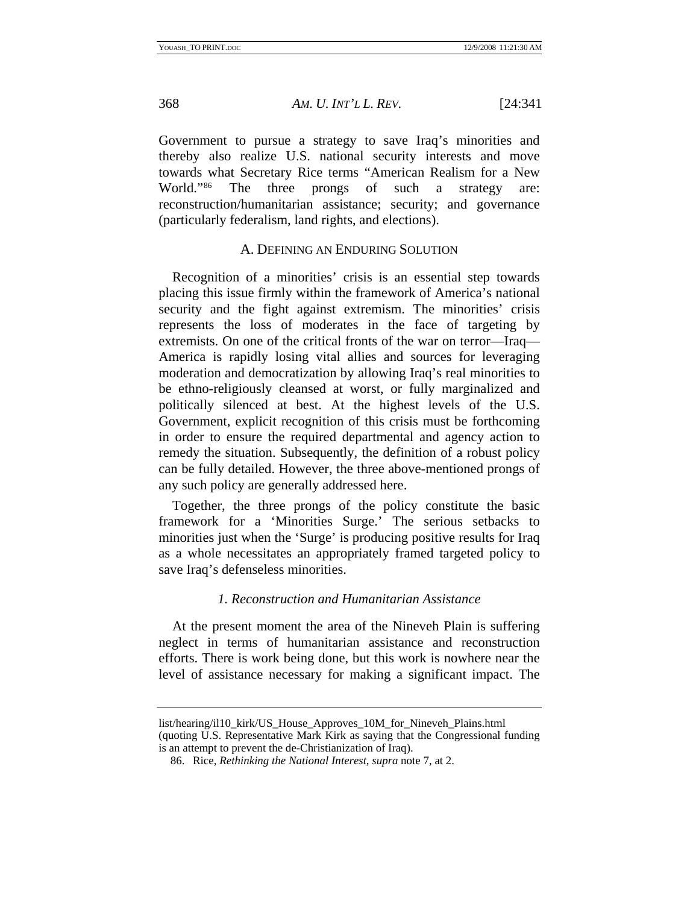Government to pursue a strategy to save Iraq's minorities and thereby also realize U.S. national security interests and move towards what Secretary Rice terms "American Realism for a New World."[86] The three prongs of such a strategy are: reconstruction/humanitarian assistance; security; and governance (particularly federalism, land rights, and elections).

### A. Defining an Enduring Solution

Recognition of a minorities' crisis is an essential step towards placing this issue firmly within the framework of America's national security and the fight against extremism. The minorities' crisis represents the loss of moderates in the face of targeting by extremists. On one of the critical fronts of the war on terror—Iraq—America is rapidly losing vital allies and sources for leveraging moderation and democratization by allowing Iraq's real minorities to be ethno-religiously cleansed at worst, or fully marginalized and politically silenced at best. At the highest levels of the U.S. Government, explicit recognition of this crisis must be forthcoming in order to ensure the required departmental and agency action to remedy the situation. Subsequently, the definition of a robust policy can be fully detailed. However, the three above-mentioned prongs of any such policy are generally addressed here.

Together, the three prongs of the policy constitute the basic framework for a 'Minorities Surge.' The serious setbacks to minorities just when the 'Surge' is producing positive results for Iraq as a whole necessitates an appropriately framed targeted policy to save Iraq's defenseless minorities.

#### *1. Reconstruction and Humanitarian Assistance*

At the present moment the area of the Nineveh Plain is suffering neglect in terms of humanitarian assistance and reconstruction efforts. There is work being done, but this work is nowhere near the level of assistance necessary for making a significant impact. The

---

list/hearing/il10_kirk/US_House_Approves_10M_for_Nineveh_Plains.html (quoting U.S. Representative Mark Kirk as saying that the Congressional funding is an attempt to prevent the de-Christianization of Iraq).

86. Rice, *Rethinking the National Interest*, *supra* note 7, at 2.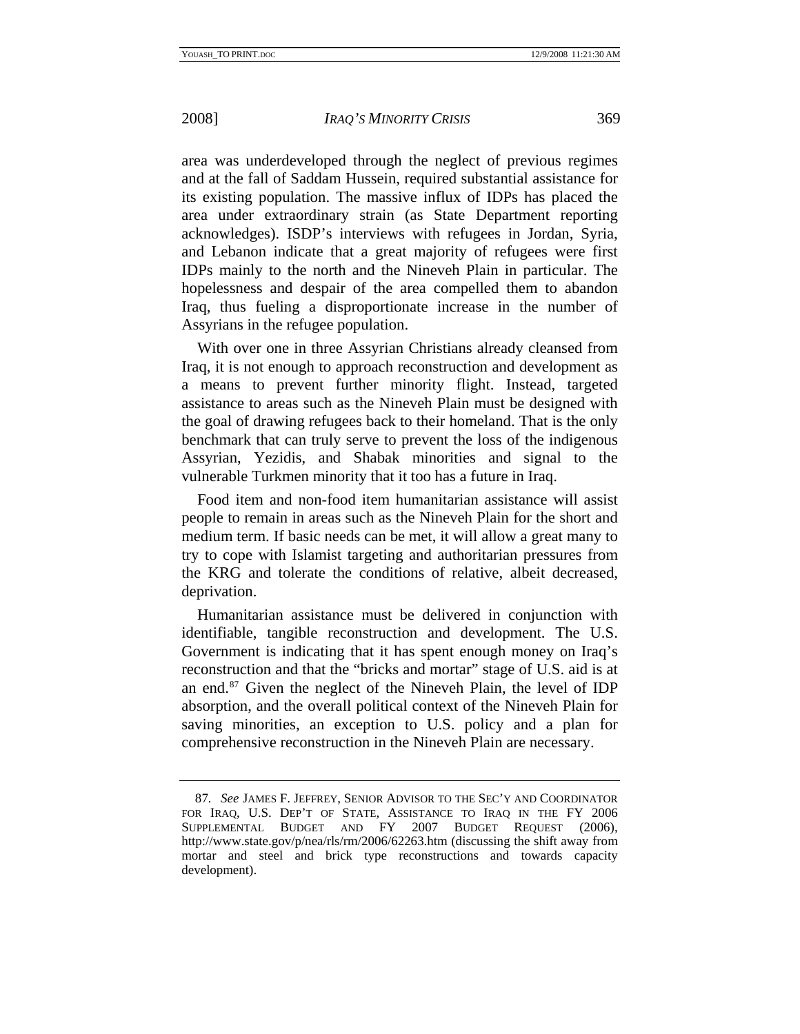area was underdeveloped through the neglect of previous regimes and at the fall of Saddam Hussein, required substantial assistance for its existing population. The massive influx of IDPs has placed the area under extraordinary strain (as State Department reporting acknowledges). ISDP's interviews with refugees in Jordan, Syria, and Lebanon indicate that a great majority of refugees were first IDPs mainly to the north and the Nineveh Plain in particular. The hopelessness and despair of the area compelled them to abandon Iraq, thus fueling a disproportionate increase in the number of Assyrians in the refugee population.

With over one in three Assyrian Christians already cleansed from Iraq, it is not enough to approach reconstruction and development as a means to prevent further minority flight. Instead, targeted assistance to areas such as the Nineveh Plain must be designed with the goal of drawing refugees back to their homeland. That is the only benchmark that can truly serve to prevent the loss of the indigenous Assyrian, Yezidis, and Shabak minorities and signal to the vulnerable Turkmen minority that it too has a future in Iraq.

Food item and non-food item humanitarian assistance will assist people to remain in areas such as the Nineveh Plain for the short and medium term. If basic needs can be met, it will allow a great many to try to cope with Islamist targeting and authoritarian pressures from the KRG and tolerate the conditions of relative, albeit decreased, deprivation.

Humanitarian assistance must be delivered in conjunction with identifiable, tangible reconstruction and development. The U.S. Government is indicating that it has spent enough money on Iraq's reconstruction and that the "bricks and mortar" stage of U.S. aid is at an end.[87] Given the neglect of the Nineveh Plain, the level of IDP absorption, and the overall political context of the Nineveh Plain for saving minorities, an exception to U.S. policy and a plan for comprehensive reconstruction in the Nineveh Plain are necessary.

---

87. *See* JAMES F. JEFFREY, SENIOR ADVISOR TO THE SEC'Y AND COORDINATOR FOR IRAQ, U.S. DEP'T OF STATE, ASSISTANCE TO IRAQ IN THE FY 2006 SUPPLEMENTAL BUDGET AND FY 2007 BUDGET REQUEST (2006), http://www.state.gov/p/nea/rls/rm/2006/62263.htm (discussing the shift away from mortar and steel and brick type reconstructions and towards capacity development).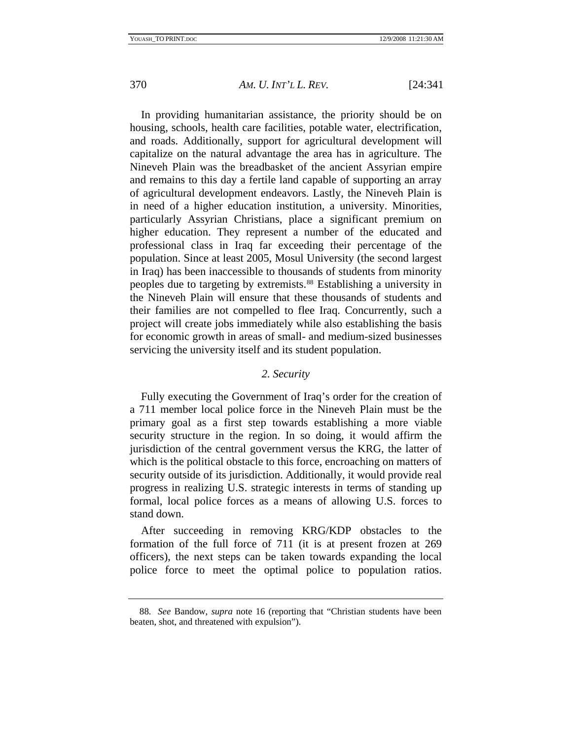In providing humanitarian assistance, the priority should be on housing, schools, health care facilities, potable water, electrification, and roads. Additionally, support for agricultural development will capitalize on the natural advantage the area has in agriculture. The Nineveh Plain was the breadbasket of the ancient Assyrian empire and remains to this day a fertile land capable of supporting an array of agricultural development endeavors. Lastly, the Nineveh Plain is in need of a higher education institution, a university. Minorities, particularly Assyrian Christians, place a significant premium on higher education. They represent a number of the educated and professional class in Iraq far exceeding their percentage of the population. Since at least 2005, Mosul University (the second largest in Iraq) has been inaccessible to thousands of students from minority peoples due to targeting by extremists.[88] Establishing a university in the Nineveh Plain will ensure that these thousands of students and their families are not compelled to flee Iraq. Concurrently, such a project will create jobs immediately while also establishing the basis for economic growth in areas of small- and medium-sized businesses servicing the university itself and its student population.

### *2. Security*

Fully executing the Government of Iraq's order for the creation of a 711 member local police force in the Nineveh Plain must be the primary goal as a first step towards establishing a more viable security structure in the region. In so doing, it would affirm the jurisdiction of the central government versus the KRG, the latter of which is the political obstacle to this force, encroaching on matters of security outside of its jurisdiction. Additionally, it would provide real progress in realizing U.S. strategic interests in terms of standing up formal, local police forces as a means of allowing U.S. forces to stand down.

After succeeding in removing KRG/KDP obstacles to the formation of the full force of 711 (it is at present frozen at 269 officers), the next steps can be taken towards expanding the local police force to meet the optimal police to population ratios.

---

88. *See* Bandow, *supra* note 16 (reporting that "Christian students have been beaten, shot, and threatened with expulsion").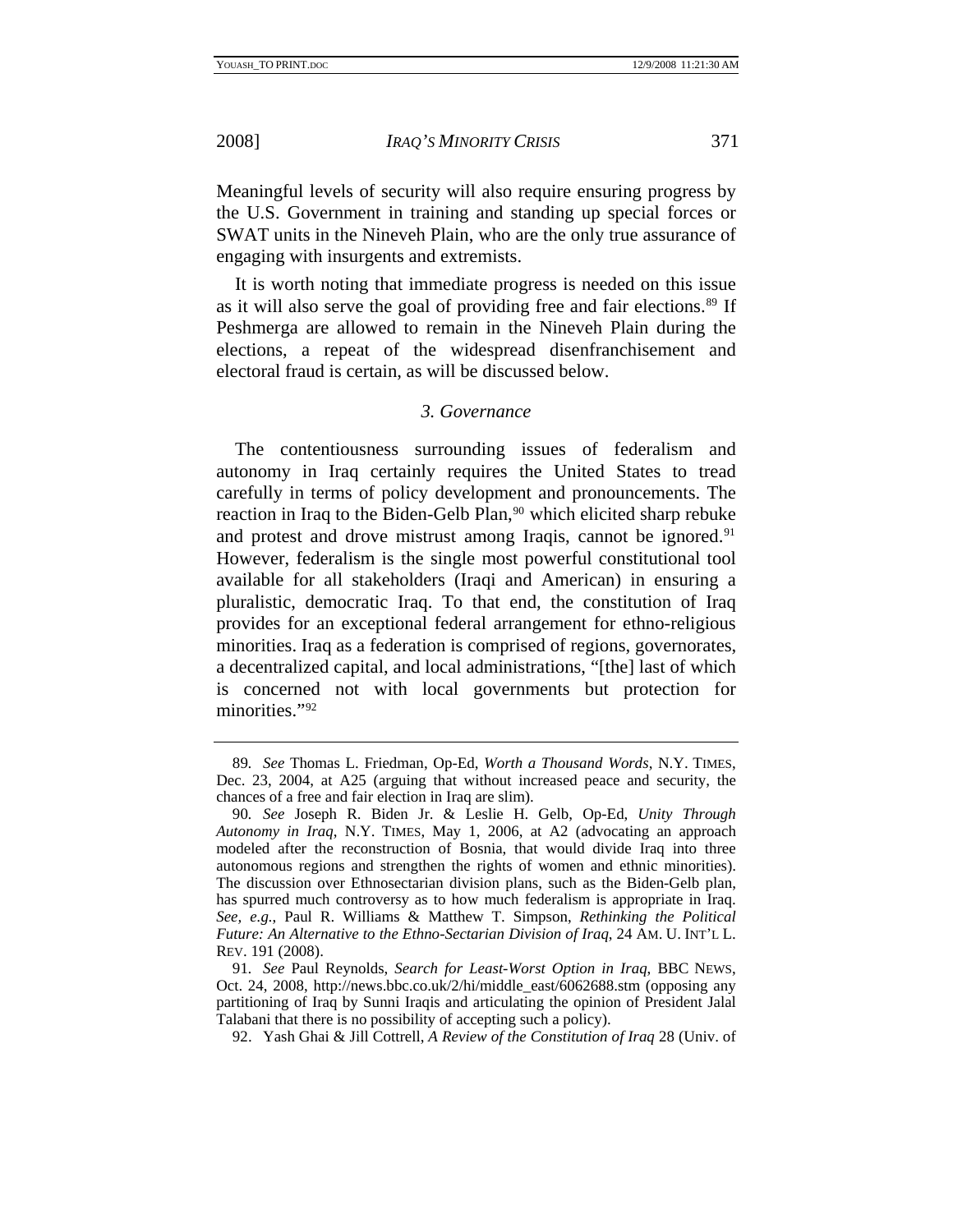Meaningful levels of security will also require ensuring progress by the U.S. Government in training and standing up special forces or SWAT units in the Nineveh Plain, who are the only true assurance of engaging with insurgents and extremists.

It is worth noting that immediate progress is needed on this issue as it will also serve the goal of providing free and fair elections.[89] If Peshmerga are allowed to remain in the Nineveh Plain during the elections, a repeat of the widespread disenfranchisement and electoral fraud is certain, as will be discussed below.

### *3. Governance*

The contentiousness surrounding issues of federalism and autonomy in Iraq certainly requires the United States to tread carefully in terms of policy development and pronouncements. The reaction in Iraq to the Biden-Gelb Plan,[90] which elicited sharp rebuke and protest and drove mistrust among Iraqis, cannot be ignored.[91] However, federalism is the single most powerful constitutional tool available for all stakeholders (Iraqi and American) in ensuring a pluralistic, democratic Iraq. To that end, the constitution of Iraq provides for an exceptional federal arrangement for ethno-religious minorities. Iraq as a federation is comprised of regions, governorates, a decentralized capital, and local administrations, "[the] last of which is concerned not with local governments but protection for minorities."[92]

---

89. *See* Thomas L. Friedman, Op-Ed, *Worth a Thousand Words*, N.Y. TIMES, Dec. 23, 2004, at A25 (arguing that without increased peace and security, the chances of a free and fair election in Iraq are slim).

90. *See* Joseph R. Biden Jr. & Leslie H. Gelb, Op-Ed, *Unity Through Autonomy in Iraq*, N.Y. TIMES, May 1, 2006, at A2 (advocating an approach modeled after the reconstruction of Bosnia, that would divide Iraq into three autonomous regions and strengthen the rights of women and ethnic minorities). The discussion over Ethnosectarian division plans, such as the Biden-Gelb plan, has spurred much controversy as to how much federalism is appropriate in Iraq. *See, e.g.*, Paul R. Williams & Matthew T. Simpson, *Rethinking the Political Future: An Alternative to the Ethno-Sectarian Division of Iraq*, 24 AM. U. INT'L L. REV. 191 (2008).

91. *See* Paul Reynolds, *Search for Least-Worst Option in Iraq*, BBC NEWS, Oct. 24, 2008, http://news.bbc.co.uk/2/hi/middle_east/6062688.stm (opposing any partitioning of Iraq by Sunni Iraqis and articulating the opinion of President Jalal Talabani that there is no possibility of accepting such a policy).

92. Yash Ghai & Jill Cottrell, *A Review of the Constitution of Iraq* 28 (Univ. of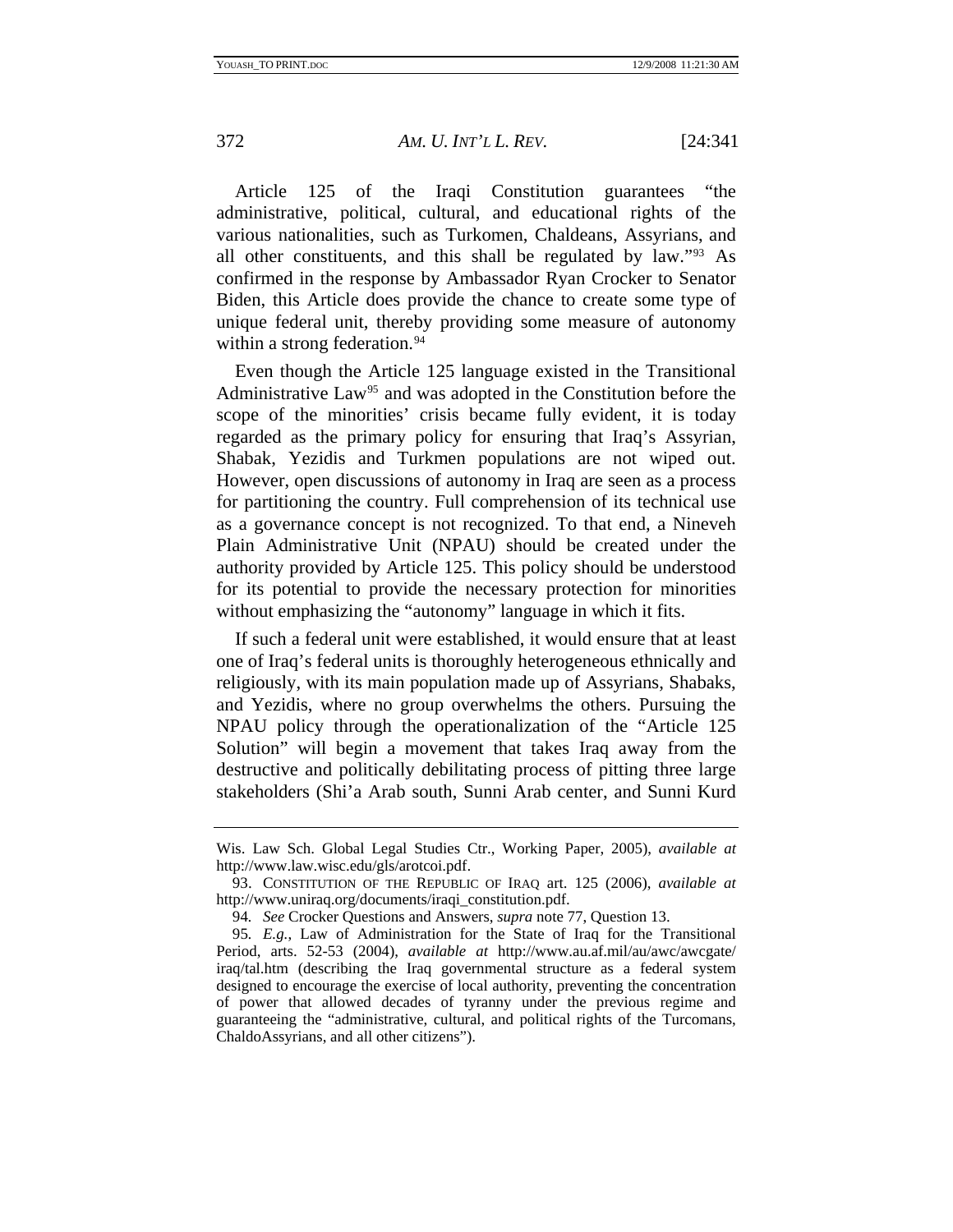Article 125 of the Iraqi Constitution guarantees "the administrative, political, cultural, and educational rights of the various nationalities, such as Turkomen, Chaldeans, Assyrians, and all other constituents, and this shall be regulated by law."[93] As confirmed in the response by Ambassador Ryan Crocker to Senator Biden, this Article does provide the chance to create some type of unique federal unit, thereby providing some measure of autonomy within a strong federation.[94]

Even though the Article 125 language existed in the Transitional Administrative Law[95] and was adopted in the Constitution before the scope of the minorities' crisis became fully evident, it is today regarded as the primary policy for ensuring that Iraq's Assyrian, Shabak, Yezidis and Turkmen populations are not wiped out. However, open discussions of autonomy in Iraq are seen as a process for partitioning the country. Full comprehension of its technical use as a governance concept is not recognized. To that end, a Nineveh Plain Administrative Unit (NPAU) should be created under the authority provided by Article 125. This policy should be understood for its potential to provide the necessary protection for minorities without emphasizing the "autonomy" language in which it fits.

If such a federal unit were established, it would ensure that at least one of Iraq's federal units is thoroughly heterogeneous ethnically and religiously, with its main population made up of Assyrians, Shabaks, and Yezidis, where no group overwhelms the others. Pursuing the NPAU policy through the operationalization of the "Article 125 Solution" will begin a movement that takes Iraq away from the destructive and politically debilitating process of pitting three large stakeholders (Shi'a Arab south, Sunni Arab center, and Sunni Kurd

---

Wis. Law Sch. Global Legal Studies Ctr., Working Paper, 2005), *available at* http://www.law.wisc.edu/gls/arotcoi.pdf.

93. CONSTITUTION OF THE REPUBLIC OF IRAQ art. 125 (2006), *available at* http://www.uniraq.org/documents/iraqi_constitution.pdf.

94. *See* Crocker Questions and Answers, *supra* note 77, Question 13.

95. *E.g.*, Law of Administration for the State of Iraq for the Transitional Period, arts. 52-53 (2004), *available at* http://www.au.af.mil/au/awc/awcgate/iraq/tal.htm (describing the Iraq governmental structure as a federal system designed to encourage the exercise of local authority, preventing the concentration of power that allowed decades of tyranny under the previous regime and guaranteeing the "administrative, cultural, and political rights of the Turcomans, ChaldoAssyrians, and all other citizens").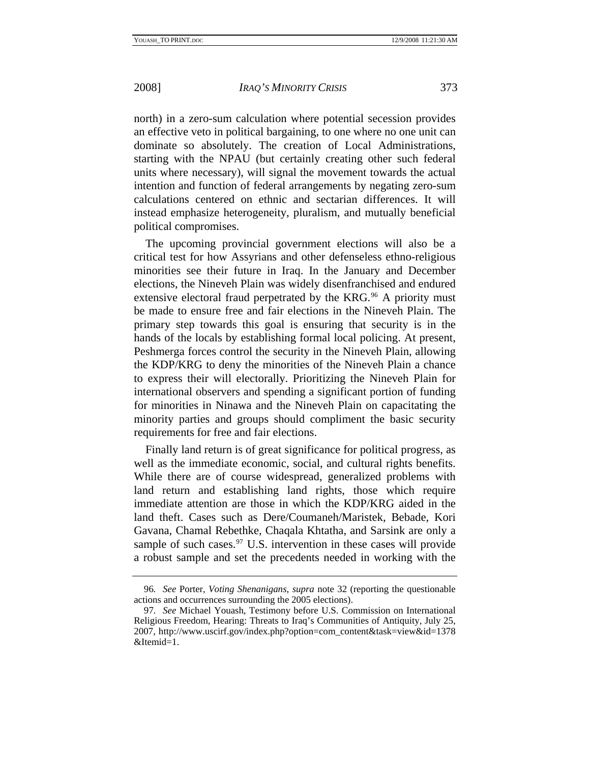north) in a zero-sum calculation where potential secession provides an effective veto in political bargaining, to one where no one unit can dominate so absolutely. The creation of Local Administrations, starting with the NPAU (but certainly creating other such federal units where necessary), will signal the movement towards the actual intention and function of federal arrangements by negating zero-sum calculations centered on ethnic and sectarian differences. It will instead emphasize heterogeneity, pluralism, and mutually beneficial political compromises.

The upcoming provincial government elections will also be a critical test for how Assyrians and other defenseless ethno-religious minorities see their future in Iraq. In the January and December elections, the Nineveh Plain was widely disenfranchised and endured extensive electoral fraud perpetrated by the KRG.[96] A priority must be made to ensure free and fair elections in the Nineveh Plain. The primary step towards this goal is ensuring that security is in the hands of the locals by establishing formal local policing. At present, Peshmerga forces control the security in the Nineveh Plain, allowing the KDP/KRG to deny the minorities of the Nineveh Plain a chance to express their will electorally. Prioritizing the Nineveh Plain for international observers and spending a significant portion of funding for minorities in Ninawa and the Nineveh Plain on capacitating the minority parties and groups should compliment the basic security requirements for free and fair elections.

Finally land return is of great significance for political progress, as well as the immediate economic, social, and cultural rights benefits. While there are of course widespread, generalized problems with land return and establishing land rights, those which require immediate attention are those in which the KDP/KRG aided in the land theft. Cases such as Dere/Coumaneh/Maristek, Bebade, Kori Gavana, Chamal Rebethke, Chaqala Khtatha, and Sarsink are only a sample of such cases.[97] U.S. intervention in these cases will provide a robust sample and set the precedents needed in working with the

---

96. *See* Porter, *Voting Shenanigans*, *supra* note 32 (reporting the questionable actions and occurrences surrounding the 2005 elections).

97. *See* Michael Youash, Testimony before U.S. Commission on International Religious Freedom, Hearing: Threats to Iraq's Communities of Antiquity, July 25, 2007, http://www.uscirf.gov/index.php?option=com_content&task=view&id=1378&Itemid=1.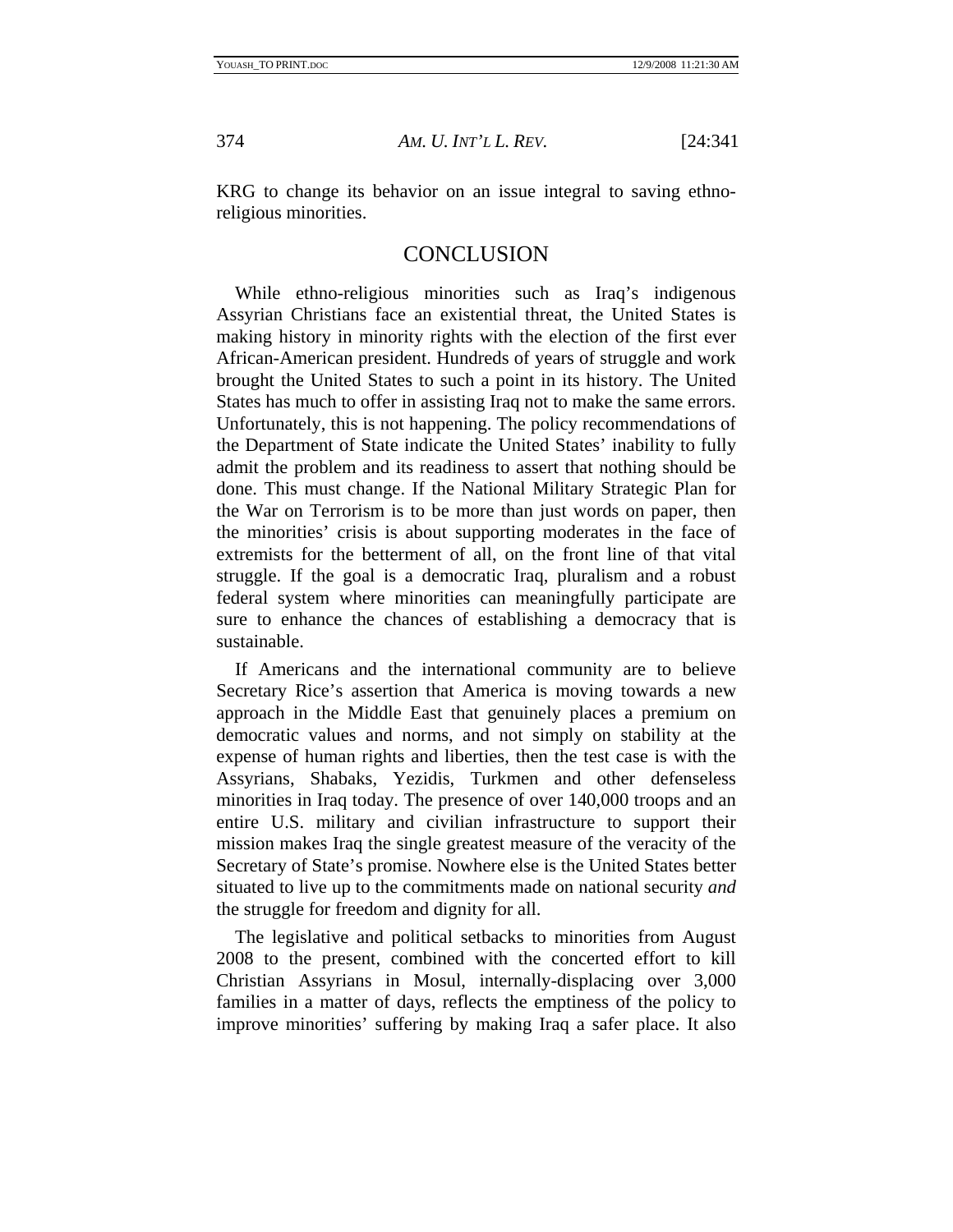KRG to change its behavior on an issue integral to saving ethno-religious minorities.

## CONCLUSION

While ethno-religious minorities such as Iraq's indigenous Assyrian Christians face an existential threat, the United States is making history in minority rights with the election of the first ever African-American president. Hundreds of years of struggle and work brought the United States to such a point in its history. The United States has much to offer in assisting Iraq not to make the same errors. Unfortunately, this is not happening. The policy recommendations of the Department of State indicate the United States' inability to fully admit the problem and its readiness to assert that nothing should be done. This must change. If the National Military Strategic Plan for the War on Terrorism is to be more than just words on paper, then the minorities' crisis is about supporting moderates in the face of extremists for the betterment of all, on the front line of that vital struggle. If the goal is a democratic Iraq, pluralism and a robust federal system where minorities can meaningfully participate are sure to enhance the chances of establishing a democracy that is sustainable.

If Americans and the international community are to believe Secretary Rice's assertion that America is moving towards a new approach in the Middle East that genuinely places a premium on democratic values and norms, and not simply on stability at the expense of human rights and liberties, then the test case is with the Assyrians, Shabaks, Yezidis, Turkmen and other defenseless minorities in Iraq today. The presence of over 140,000 troops and an entire U.S. military and civilian infrastructure to support their mission makes Iraq the single greatest measure of the veracity of the Secretary of State's promise. Nowhere else is the United States better situated to live up to the commitments made on national security *and* the struggle for freedom and dignity for all.

The legislative and political setbacks to minorities from August 2008 to the present, combined with the concerted effort to kill Christian Assyrians in Mosul, internally-displacing over 3,000 families in a matter of days, reflects the emptiness of the policy to improve minorities' suffering by making Iraq a safer place. It also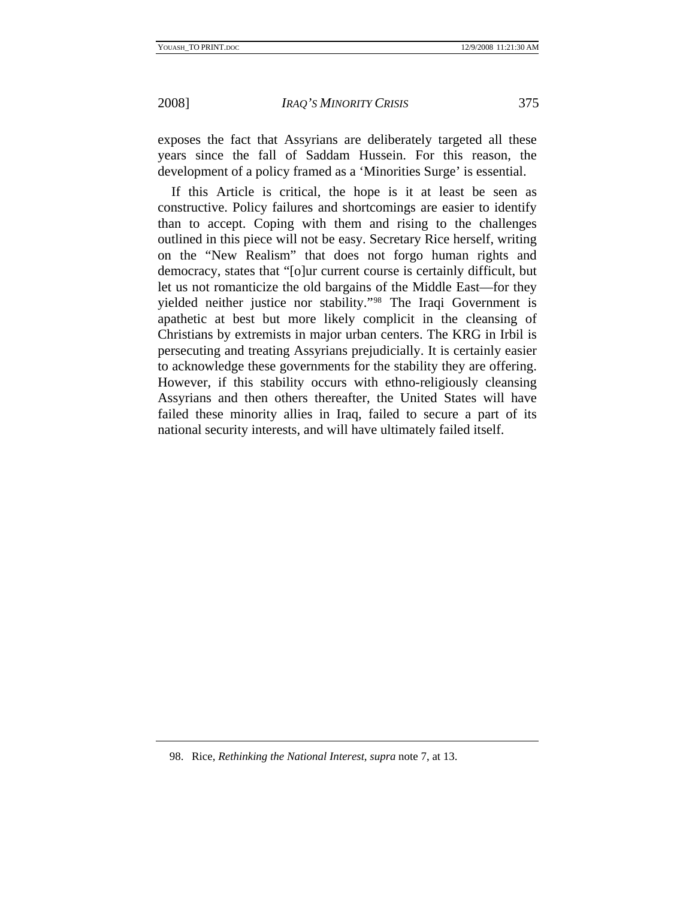exposes the fact that Assyrians are deliberately targeted all these years since the fall of Saddam Hussein. For this reason, the development of a policy framed as a 'Minorities Surge' is essential.

If this Article is critical, the hope is it at least be seen as constructive. Policy failures and shortcomings are easier to identify than to accept. Coping with them and rising to the challenges outlined in this piece will not be easy. Secretary Rice herself, writing on the "New Realism" that does not forgo human rights and democracy, states that "[o]ur current course is certainly difficult, but let us not romanticize the old bargains of the Middle East—for they yielded neither justice nor stability."[98] The Iraqi Government is apathetic at best but more likely complicit in the cleansing of Christians by extremists in major urban centers. The KRG in Irbil is persecuting and treating Assyrians prejudicially. It is certainly easier to acknowledge these governments for the stability they are offering. However, if this stability occurs with ethno-religiously cleansing Assyrians and then others thereafter, the United States will have failed these minority allies in Iraq, failed to secure a part of its national security interests, and will have ultimately failed itself.

98. Rice, *Rethinking the National Interest*, *supra* note 7, at 13.